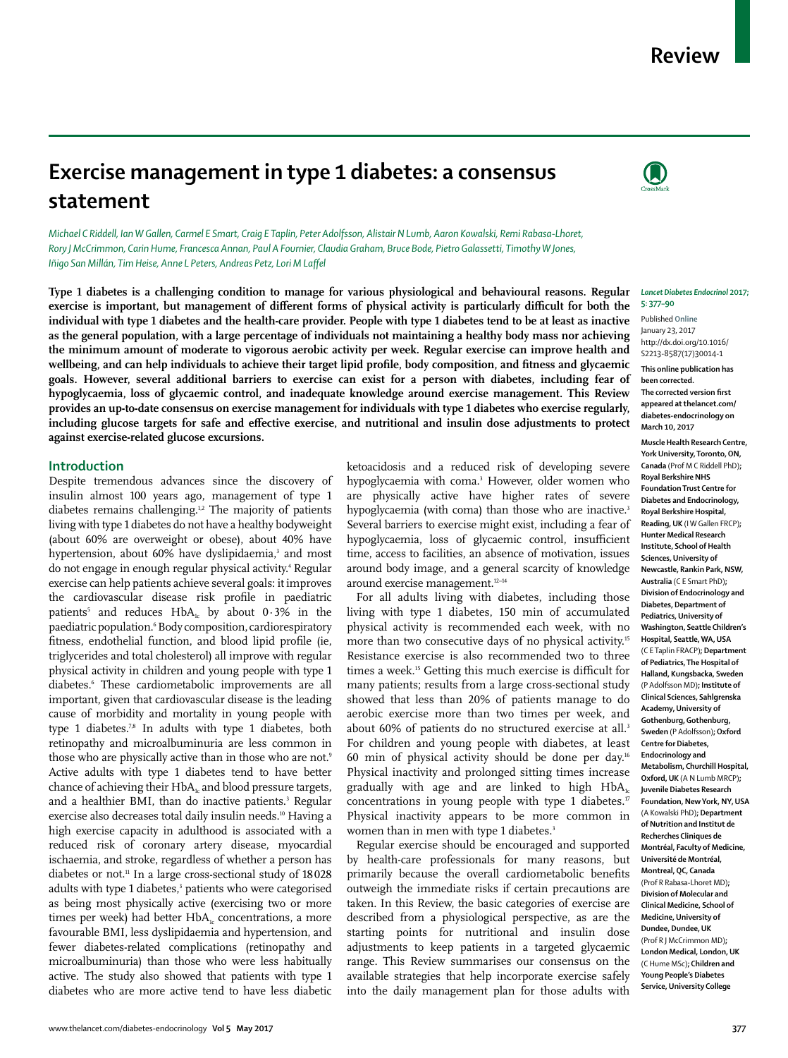Review

# Exercise management in type 1 diabetes: a consensus statement

*Michael C Riddell, Ian W Gallen, Carmel E Smart, Craig E Taplin, Peter Adolfsson, Alistair N Lumb, Aaron Kowalski, Remi Rabasa-Lhoret, Rory J McCrimmon, Carin Hume, Francesca Annan, Paul A Fournier, Claudia Graham, Bruce Bode, Pietro Galassetti, Timothy W Jones, Iñigo San Millán, Tim Heise, Anne L Peters, Andreas Petz, Lori M Laffel*

**Type 1 diabetes is a challenging condition to manage for various physiological and behavioural reasons. Regular exercise is important, but management of different forms of physical activity is particularly difficult for both the individual with type 1 diabetes and the health-care provider. People with type 1 diabetes tend to be at least as inactive as the general population, with a large percentage of individuals not maintaining a healthy body mass nor achieving the minimum amount of moderate to vigorous aerobic activity per week. Regular exercise can improve health and wellbeing, and can help individuals to achieve their target lipid profile, body composition, and fitness and glycaemic goals. However, several additional barriers to exercise can exist for a person with diabetes, including fear of hypoglycaemia, loss of glycaemic control, and inadequate knowledge around exercise management. This Review provides an up-to-date consensus on exercise management for individuals with type 1 diabetes who exercise regularly, including glucose targets for safe and effective exercise, and nutritional and insulin dose adjustments to protect against exercise-related glucose excursions.**

*Lancet Diabetes Endocrinol* **2017; 5: 377–90**

Published **Online** January 23, 2017 http://dx.doi.org/10.1016/S2213-8587(17)30014-1

**This online publication has been corrected. The corrected version first appeared at thelancet.com/diabetes-endocrinology on March 10, 2017**

**Muscle Health Research Centre, York University, Toronto, ON, Canada** (Prof M C Riddell PhD)**; Royal Berkshire NHS Foundation Trust Centre for Diabetes and Endocrinology, Royal Berkshire Hospital, Reading, UK** (I W Gallen FRCP)**; Hunter Medical Research Institute, School of Health Sciences, University of Newcastle, Rankin Park, NSW, Australia** (C E Smart PhD)**; Division of Endocrinology and Diabetes, Department of Pediatrics, University of Washington, Seattle Children's Hospital, Seattle, WA, USA** (C E Taplin FRACP)**; Department of Pediatrics, The Hospital of Halland, Kungsbacka, Sweden** (P Adolfsson MD)**; Institute of Clinical Sciences, Sahlgrenska Academy, University of Gothenburg, Gothenburg, Sweden** (P Adolfsson)**; Oxford Centre for Diabetes, Endocrinology and Metabolism, Churchill Hospital, Oxford, UK** (A N Lumb MRCP)**; Juvenile Diabetes Research Foundation, New York, NY, USA** (A Kowalski PhD)**; Department of Nutrition and Institut de Recherches Cliniques de Montréal, Faculty of Medicine, Université de Montréal, Montreal, QC, Canada** (Prof R Rabasa-Lhoret MD)**; Division of Molecular and Clinical Medicine, School of Medicine, University of Dundee, Dundee, UK** (Prof R J McCrimmon MD)**; London Medical, London, UK** (C Hume MSc)**; Children and Young People's Diabetes Service, University College**

## Introduction

Despite tremendous advances since the discovery of insulin almost 100 years ago, management of type 1 diabetes remains challenging.[1,2] The majority of patients living with type 1 diabetes do not have a healthy bodyweight (about 60% are overweight or obese), about 40% have hypertension, about 60% have dyslipidaemia,[3] and most do not engage in enough regular physical activity.[4] Regular exercise can help patients achieve several goals: it improves the cardiovascular disease risk profile in paediatric patients[5] and reduces $HbA_{1c}$ by about 0·3% in the paediatric population.[6] Body composition, cardiorespiratory fitness, endothelial function, and blood lipid profile (ie, triglycerides and total cholesterol) all improve with regular physical activity in children and young people with type 1 diabetes.[6] These cardiometabolic improvements are all important, given that cardiovascular disease is the leading cause of morbidity and mortality in young people with type 1 diabetes.[7,8] In adults with type 1 diabetes, both retinopathy and microalbuminuria are less common in those who are physically active than in those who are not.[9] Active adults with type 1 diabetes tend to have better chance of achieving their $HbA_{1c}$ and blood pressure targets, and a healthier BMI, than do inactive patients.[3] Regular exercise also decreases total daily insulin needs.[10] Having a high exercise capacity in adulthood is associated with a reduced risk of coronary artery disease, myocardial ischaemia, and stroke, regardless of whether a person has diabetes or not.[11] In a large cross-sectional study of 18 028 adults with type 1 diabetes,[3] patients who were categorised as being most physically active (exercising two or more times per week) had better $HbA_{1c}$ concentrations, a more favourable BMI, less dyslipidaemia and hypertension, and fewer diabetes-related complications (retinopathy and microalbuminuria) than those who were less habitually active. The study also showed that patients with type 1 diabetes who are more active tend to have less diabetic ketoacidosis and a reduced risk of developing severe hypoglycaemia with coma.[3] However, older women who are physically active have higher rates of severe hypoglycaemia (with coma) than those who are inactive.[3] Several barriers to exercise might exist, including a fear of hypoglycaemia, loss of glycaemic control, insufficient time, access to facilities, an absence of motivation, issues around body image, and a general scarcity of knowledge around exercise management.[12–14]

For all adults living with diabetes, including those living with type 1 diabetes, 150 min of accumulated physical activity is recommended each week, with no more than two consecutive days of no physical activity.[15] Resistance exercise is also recommended two to three times a week.[15] Getting this much exercise is difficult for many patients; results from a large cross-sectional study showed that less than 20% of patients manage to do aerobic exercise more than two times per week, and about 60% of patients do no structured exercise at all.[3] For children and young people with diabetes, at least 60 min of physical activity should be done per day.[16] Physical inactivity and prolonged sitting times increase gradually with age and are linked to high $HbA_{1c}$ concentrations in young people with type 1 diabetes.[17] Physical inactivity appears to be more common in women than in men with type 1 diabetes.[3]

Regular exercise should be encouraged and supported by health-care professionals for many reasons, but primarily because the overall cardiometabolic benefits outweigh the immediate risks if certain precautions are taken. In this Review, the basic categories of exercise are described from a physiological perspective, as are the starting points for nutritional and insulin dose adjustments to keep patients in a targeted glycaemic range. This Review summarises our consensus on the available strategies that help incorporate exercise safely into the daily management plan for those adults with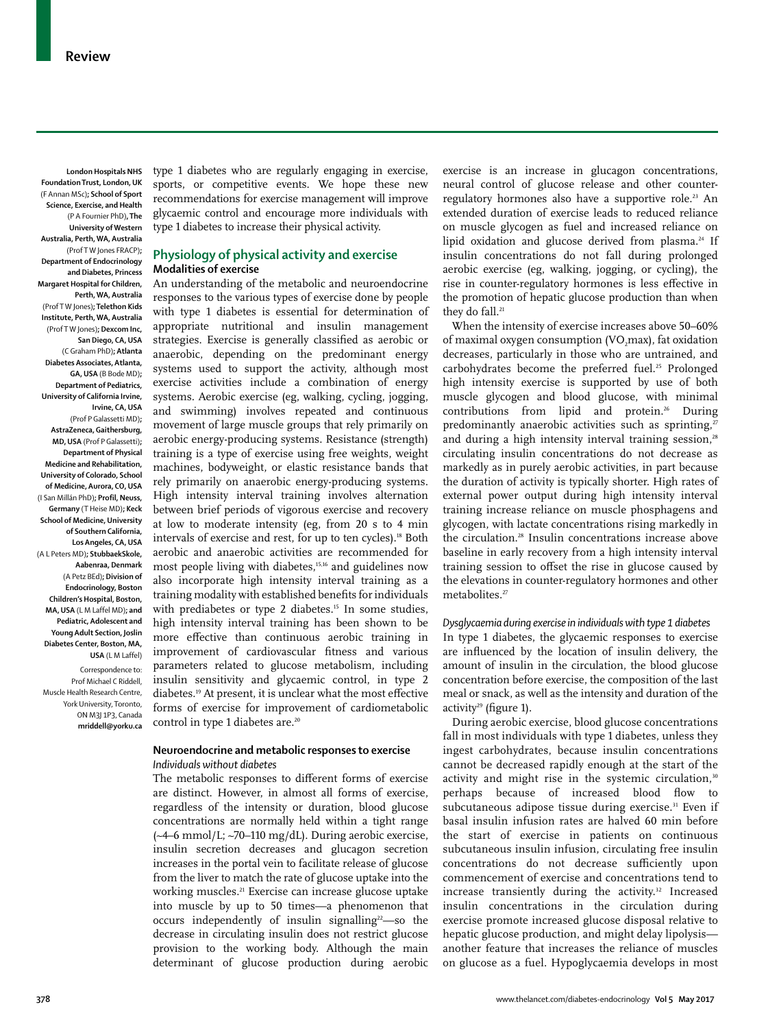London Hospitals NHS Foundation Trust, London, UK (F Annan MSc); School of Sport Science, Exercise, and Health (P A Fournier PhD), The University of Western Australia, Perth, WA, Australia (Prof T W Jones FRACP); Department of Endocrinology and Diabetes, Princess Margaret Hospital for Children, Perth, WA, Australia (Prof T W Jones); Telethon Kids Institute, Perth, WA, Australia (Prof T W Jones); Dexcom Inc, San Diego, CA, USA (C Graham PhD); Atlanta Diabetes Associates, Atlanta, GA, USA (B Bode MD); Department of Pediatrics, University of California Irvine, Irvine, CA, USA (Prof P Galassetti MD); AstraZeneca, Gaithersburg, MD, USA (Prof P Galassetti); Department of Physical Medicine and Rehabilitation, University of Colorado, School of Medicine, Aurora, CO, USA (I San Millán PhD); Profil, Neuss, Germany (T Heise MD); Keck School of Medicine, University of Southern California, Los Angeles, CA, USA (A L Peters MD); StubbaekSkole, Aabenraa, Denmark (A Petz BEd); Division of Endocrinology, Boston Children's Hospital, Boston, MA, USA (L M Laffel MD); and Pediatric, Adolescent and Young Adult Section, Joslin Diabetes Center, Boston, MA, USA (L M Laffel)

Correspondence to: Prof Michael C Riddell, Muscle Health Research Centre, York University, Toronto, ON M3J 1P3, Canada mriddell@yorku.ca

type 1 diabetes who are regularly engaging in exercise, sports, or competitive events. We hope these new recommendations for exercise management will improve glycaemic control and encourage more individuals with type 1 diabetes to increase their physical activity.

## Physiology of physical activity and exercise

### Modalities of exercise

An understanding of the metabolic and neuroendocrine responses to the various types of exercise done by people with type 1 diabetes is essential for determination of appropriate nutritional and insulin management strategies. Exercise is generally classified as aerobic or anaerobic, depending on the predominant energy systems used to support the activity, although most exercise activities include a combination of energy systems. Aerobic exercise (eg, walking, cycling, jogging, and swimming) involves repeated and continuous movement of large muscle groups that rely primarily on aerobic energy-producing systems. Resistance (strength) training is a type of exercise using free weights, weight machines, bodyweight, or elastic resistance bands that rely primarily on anaerobic energy-producing systems. High intensity interval training involves alternation between brief periods of vigorous exercise and recovery at low to moderate intensity (eg, from 20 s to 4 min intervals of exercise and rest, for up to ten cycles).[18] Both aerobic and anaerobic activities are recommended for most people living with diabetes,[15,16] and guidelines now also incorporate high intensity interval training as a training modality with established benefits for individuals with prediabetes or type 2 diabetes.[15] In some studies, high intensity interval training has been shown to be more effective than continuous aerobic training in improvement of cardiovascular fitness and various parameters related to glucose metabolism, including insulin sensitivity and glycaemic control, in type 2 diabetes.[19] At present, it is unclear what the most effective forms of exercise for improvement of cardiometabolic control in type 1 diabetes are.[20]

### Neuroendocrine and metabolic responses to exercise

*Individuals without diabetes*

The metabolic responses to different forms of exercise are distinct. However, in almost all forms of exercise, regardless of the intensity or duration, blood glucose concentrations are normally held within a tight range (~4–6 mmol/L; ~70–110 mg/dL). During aerobic exercise, insulin secretion decreases and glucagon secretion increases in the portal vein to facilitate release of glucose from the liver to match the rate of glucose uptake into the working muscles.[21] Exercise can increase glucose uptake into muscle by up to 50 times—a phenomenon that occurs independently of insulin signalling[22]—so the decrease in circulating insulin does not restrict glucose provision to the working body. Although the main determinant of glucose production during aerobic exercise is an increase in glucagon concentrations, neural control of glucose release and other counter-regulatory hormones also have a supportive role.[23] An extended duration of exercise leads to reduced reliance on muscle glycogen as fuel and increased reliance on lipid oxidation and glucose derived from plasma.[24] If insulin concentrations do not fall during prolonged aerobic exercise (eg, walking, jogging, or cycling), the rise in counter-regulatory hormones is less effective in the promotion of hepatic glucose production than when they do fall.[21]

When the intensity of exercise increases above 50–60% of maximal oxygen consumption ($VO_2$max), fat oxidation decreases, particularly in those who are untrained, and carbohydrates become the preferred fuel.[25] Prolonged high intensity exercise is supported by use of both muscle glycogen and blood glucose, with minimal contributions from lipid and protein.[26] During predominantly anaerobic activities such as sprinting,[27] and during a high intensity interval training session,[28] circulating insulin concentrations do not decrease as markedly as in purely aerobic activities, in part because the duration of activity is typically shorter. High rates of external power output during high intensity interval training increase reliance on muscle phosphagens and glycogen, with lactate concentrations rising markedly in the circulation.[28] Insulin concentrations increase above baseline in early recovery from a high intensity interval training session to offset the rise in glucose caused by the elevations in counter-regulatory hormones and other metabolites.[27]

*Dysglycaemia during exercise in individuals with type 1 diabetes*

In type 1 diabetes, the glycaemic responses to exercise are influenced by the location of insulin delivery, the amount of insulin in the circulation, the blood glucose concentration before exercise, the composition of the last meal or snack, as well as the intensity and duration of the activity[29] (figure 1).

During aerobic exercise, blood glucose concentrations fall in most individuals with type 1 diabetes, unless they ingest carbohydrates, because insulin concentrations cannot be decreased rapidly enough at the start of the activity and might rise in the systemic circulation,[30] perhaps because of increased blood flow to subcutaneous adipose tissue during exercise.[31] Even if basal insulin infusion rates are halved 60 min before the start of exercise in patients on continuous subcutaneous insulin infusion, circulating free insulin concentrations do not decrease sufficiently upon commencement of exercise and concentrations tend to increase transiently during the activity.[32] Increased insulin concentrations in the circulation during exercise promote increased glucose disposal relative to hepatic glucose production, and might delay lipolysis—another feature that increases the reliance of muscles on glucose as a fuel. Hypoglycaemia develops in most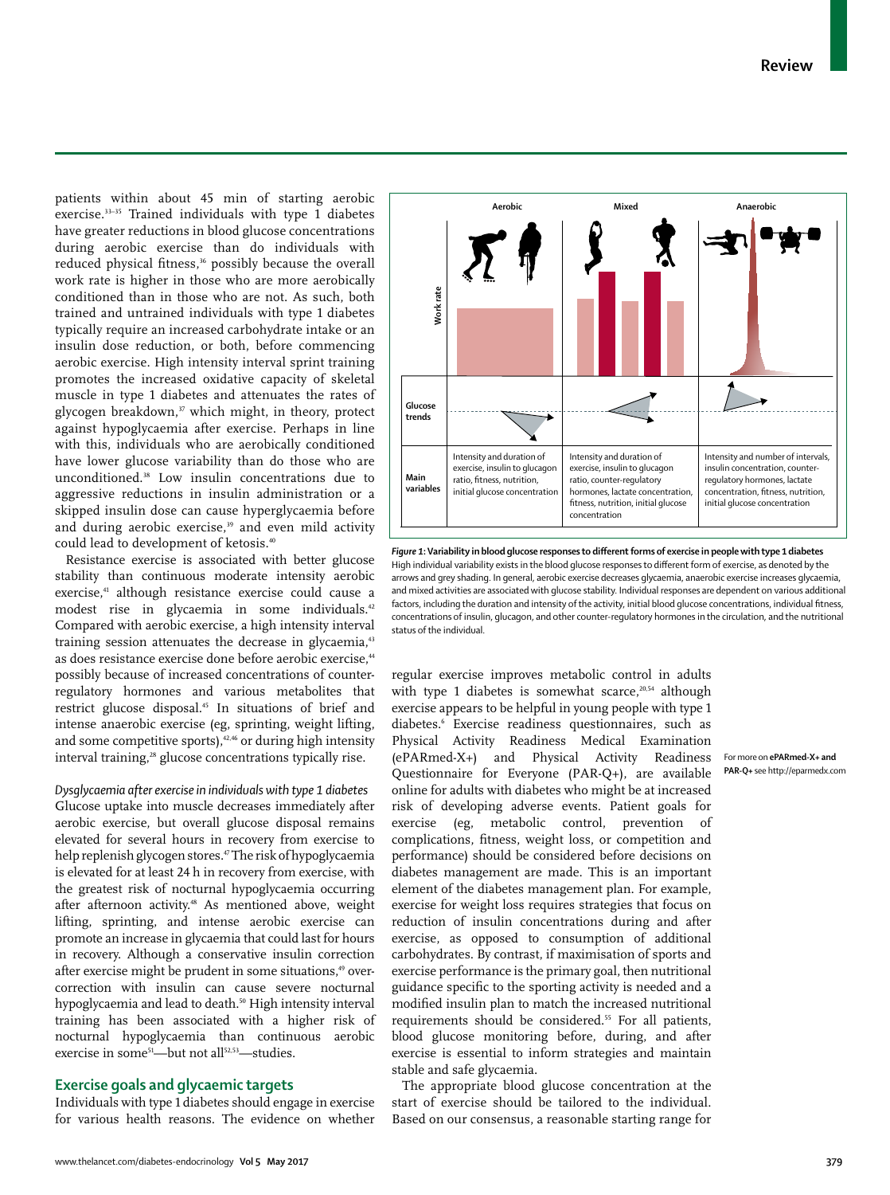patients within about 45 min of starting aerobic exercise.[33–35] Trained individuals with type 1 diabetes have greater reductions in blood glucose concentrations during aerobic exercise than do individuals with reduced physical fitness,[36] possibly because the overall work rate is higher in those who are more aerobically conditioned than in those who are not. As such, both trained and untrained individuals with type 1 diabetes typically require an increased carbohydrate intake or an insulin dose reduction, or both, before commencing aerobic exercise. High intensity interval sprint training promotes the increased oxidative capacity of skeletal muscle in type 1 diabetes and attenuates the rates of glycogen breakdown,[37] which might, in theory, protect against hypoglycaemia after exercise. Perhaps in line with this, individuals who are aerobically conditioned have lower glucose variability than do those who are unconditioned.[38] Low insulin concentrations due to aggressive reductions in insulin administration or a skipped insulin dose can cause hyperglycaemia before and during aerobic exercise,[39] and even mild activity could lead to development of ketosis.[40]

Resistance exercise is associated with better glucose stability than continuous moderate intensity aerobic exercise,[41] although resistance exercise could cause a modest rise in glycaemia in some individuals.[42] Compared with aerobic exercise, a high intensity interval training session attenuates the decrease in glycaemia,[43] as does resistance exercise done before aerobic exercise,[44] possibly because of increased concentrations of counter-regulatory hormones and various metabolites that restrict glucose disposal.[45] In situations of brief and intense anaerobic exercise (eg, sprinting, weight lifting, and some competitive sports),[42,46] or during high intensity interval training,[28] glucose concentrations typically rise.

*Dysglycaemia after exercise in individuals with type 1 diabetes*

Glucose uptake into muscle decreases immediately after aerobic exercise, but overall glucose disposal remains elevated for several hours in recovery from exercise to help replenish glycogen stores.[47] The risk of hypoglycaemia is elevated for at least 24 h in recovery from exercise, with the greatest risk of nocturnal hypoglycaemia occurring after afternoon activity.[48] As mentioned above, weight lifting, sprinting, and intense aerobic exercise can promote an increase in glycaemia that could last for hours in recovery. Although a conservative insulin correction after exercise might be prudent in some situations,[49] over-correction with insulin can cause severe nocturnal hypoglycaemia and lead to death.[50] High intensity interval training has been associated with a higher risk of nocturnal hypoglycaemia than continuous aerobic exercise in some[51]—but not all[52,53]—studies.

## Exercise goals and glycaemic targets

Individuals with type 1 diabetes should engage in exercise for various health reasons. The evidence on whether

| | Aerobic | Mixed | Anaerobic |
|---|---|---|---|
| Main variables | Intensity and duration of exercise, insulin to glucagon ratio, fitness, nutrition, initial glucose concentration | Intensity and duration of exercise, insulin to glucagon ratio, counter-regulatory hormones, lactate concentration, fitness, nutrition, initial glucose concentration | Intensity and number of intervals, insulin concentration, counter-regulatory hormones, lactate concentration, fitness, nutrition, initial glucose concentration |

**Figure 1: Variability in blood glucose responses to different forms of exercise in people with type 1 diabetes**
High individual variability exists in the blood glucose responses to different form of exercise, as denoted by the arrows and grey shading. In general, aerobic exercise decreases glycaemia, anaerobic exercise increases glycaemia, and mixed activities are associated with glucose stability. Individual responses are dependent on various additional factors, including the duration and intensity of the activity, initial blood glucose concentrations, individual fitness, concentrations of insulin, glucagon, and other counter-regulatory hormones in the circulation, and the nutritional status of the individual.

regular exercise improves metabolic control in adults with type 1 diabetes is somewhat scarce,[20,54] although exercise appears to be helpful in young people with type 1 diabetes.[6] Exercise readiness questionnaires, such as Physical Activity Readiness Medical Examination (ePARmed-X+) and Physical Activity Readiness Questionnaire for Everyone (PAR-Q+), are available online for adults with diabetes who might be at increased risk of developing adverse events. Patient goals for exercise (eg, metabolic control, prevention of complications, fitness, weight loss, or competition and performance) should be considered before decisions on diabetes management are made. This is an important element of the diabetes management plan. For example, exercise for weight loss requires strategies that focus on reduction of insulin concentrations during and after exercise, as opposed to consumption of additional carbohydrates. By contrast, if maximisation of sports and exercise performance is the primary goal, then nutritional guidance specific to the sporting activity is needed and a modified insulin plan to match the increased nutritional requirements should be considered.[55] For all patients, blood glucose monitoring before, during, and after exercise is essential to inform strategies and maintain stable and safe glycaemia.

For more on **ePARmed-X+ and PAR-Q+** see http://eparmedx.com

The appropriate blood glucose concentration at the start of exercise should be tailored to the individual. Based on our consensus, a reasonable starting range for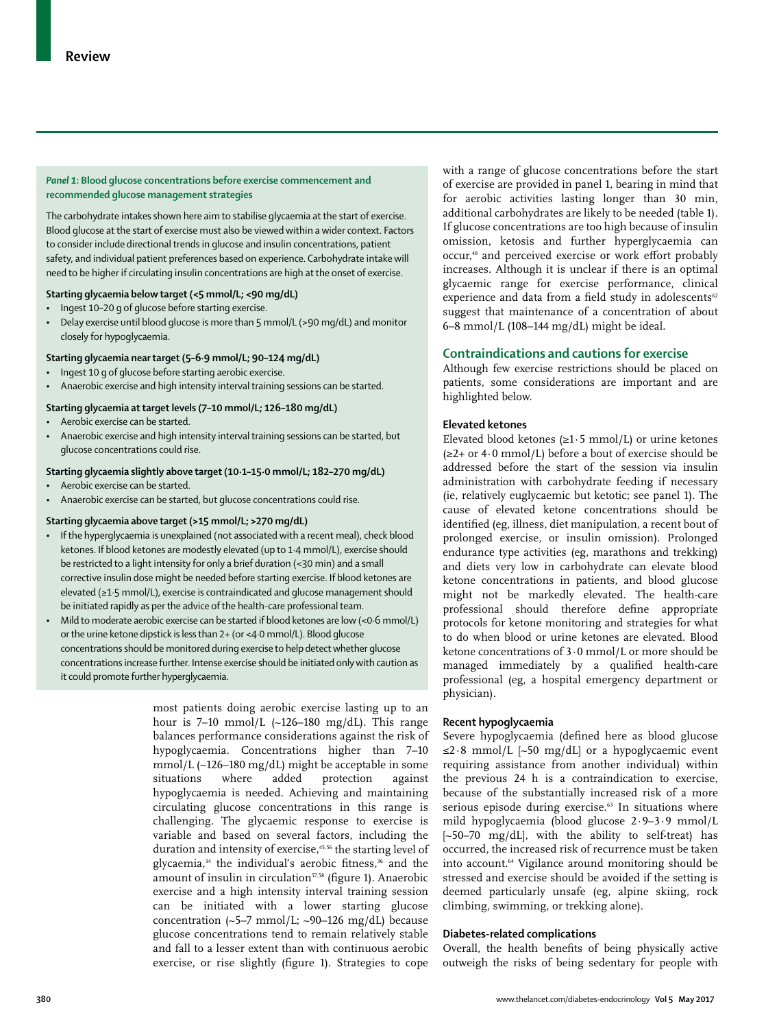### *Panel 1:* Blood glucose concentrations before exercise commencement and recommended glucose management strategies

The carbohydrate intakes shown here aim to stabilise glycaemia at the start of exercise. Blood glucose at the start of exercise must also be viewed within a wider context. Factors to consider include directional trends in glucose and insulin concentrations, patient safety, and individual patient preferences based on experience. Carbohydrate intake will need to be higher if circulating insulin concentrations are high at the onset of exercise.

**Starting glycaemia below target (<5 mmol/L; <90 mg/dL)**

- Ingest 10–20 g of glucose before starting exercise.
- Delay exercise until blood glucose is more than 5 mmol/L (>90 mg/dL) and monitor closely for hypoglycaemia.

**Starting glycaemia near target (5–6·9 mmol/L; 90–124 mg/dL)**

- Ingest 10 g of glucose before starting aerobic exercise.
- Anaerobic exercise and high intensity interval training sessions can be started.

**Starting glycaemia at target levels (7–10 mmol/L; 126–180 mg/dL)**

- Aerobic exercise can be started.
- Anaerobic exercise and high intensity interval training sessions can be started, but glucose concentrations could rise.

**Starting glycaemia slightly above target (10·1–15·0 mmol/L; 182–270 mg/dL)**

- Aerobic exercise can be started.
- Anaerobic exercise can be started, but glucose concentrations could rise.

**Starting glycaemia above target (>15 mmol/L; >270 mg/dL)**

- If the hyperglycaemia is unexplained (not associated with a recent meal), check blood ketones. If blood ketones are modestly elevated (up to 1·4 mmol/L), exercise should be restricted to a light intensity for only a brief duration (<30 min) and a small corrective insulin dose might be needed before starting exercise. If blood ketones are elevated (≥1·5 mmol/L), exercise is contraindicated and glucose management should be initiated rapidly as per the advice of the health-care professional team.
- Mild to moderate aerobic exercise can be started if blood ketones are low (<0·6 mmol/L) or the urine ketone dipstick is less than 2+ (or <4·0 mmol/L). Blood glucose concentrations should be monitored during exercise to help detect whether glucose concentrations increase further. Intense exercise should be initiated only with caution as it could promote further hyperglycaemia.

most patients doing aerobic exercise lasting up to an hour is 7–10 mmol/L (~126–180 mg/dL). This range balances performance considerations against the risk of hypoglycaemia. Concentrations higher than 7–10 mmol/L (~126–180 mg/dL) might be acceptable in some situations where added protection against hypoglycaemia is needed. Achieving and maintaining circulating glucose concentrations in this range is challenging. The glycaemic response to exercise is variable and based on several factors, including the duration and intensity of exercise,[45,56] the starting level of glycaemia,[34] the individual's aerobic fitness,[36] and the amount of insulin in circulation[57,58] (figure 1). Anaerobic exercise and a high intensity interval training session can be initiated with a lower starting glucose concentration (~5–7 mmol/L; ~90–126 mg/dL) because glucose concentrations tend to remain relatively stable and fall to a lesser extent than with continuous aerobic exercise, or rise slightly (figure 1). Strategies to cope with a range of glucose concentrations before the start of exercise are provided in panel 1, bearing in mind that for aerobic activities lasting longer than 30 min, additional carbohydrates are likely to be needed (table 1). If glucose concentrations are too high because of insulin omission, ketosis and further hyperglycaemia can occur,[40] and perceived exercise or work effort probably increases. Although it is unclear if there is an optimal glycaemic range for exercise performance, clinical experience and data from a field study in adolescents[62] suggest that maintenance of a concentration of about 6–8 mmol/L (108–144 mg/dL) might be ideal.

## Contraindications and cautions for exercise

Although few exercise restrictions should be placed on patients, some considerations are important and are highlighted below.

### Elevated ketones

Elevated blood ketones (≥1·5 mmol/L) or urine ketones (≥2+ or 4·0 mmol/L) before a bout of exercise should be addressed before the start of the session via insulin administration with carbohydrate feeding if necessary (ie, relatively euglycaemic but ketotic; see panel 1). The cause of elevated ketone concentrations should be identified (eg, illness, diet manipulation, a recent bout of prolonged exercise, or insulin omission). Prolonged endurance type activities (eg, marathons and trekking) and diets very low in carbohydrate can elevate blood ketone concentrations in patients, and blood glucose might not be markedly elevated. The health-care professional should therefore define appropriate protocols for ketone monitoring and strategies for what to do when blood or urine ketones are elevated. Blood ketone concentrations of 3·0 mmol/L or more should be managed immediately by a qualified health-care professional (eg, a hospital emergency department or physician).

### Recent hypoglycaemia

Severe hypoglycaemia (defined here as blood glucose ≤2·8 mmol/L [~50 mg/dL] or a hypoglycaemic event requiring assistance from another individual) within the previous 24 h is a contraindication to exercise, because of the substantially increased risk of a more serious episode during exercise.[63] In situations where mild hypoglycaemia (blood glucose 2·9–3·9 mmol/L [~50–70 mg/dL], with the ability to self-treat) has occurred, the increased risk of recurrence must be taken into account.[64] Vigilance around monitoring should be stressed and exercise should be avoided if the setting is deemed particularly unsafe (eg, alpine skiing, rock climbing, swimming, or trekking alone).

### Diabetes-related complications

Overall, the health benefits of being physically active outweigh the risks of being sedentary for people with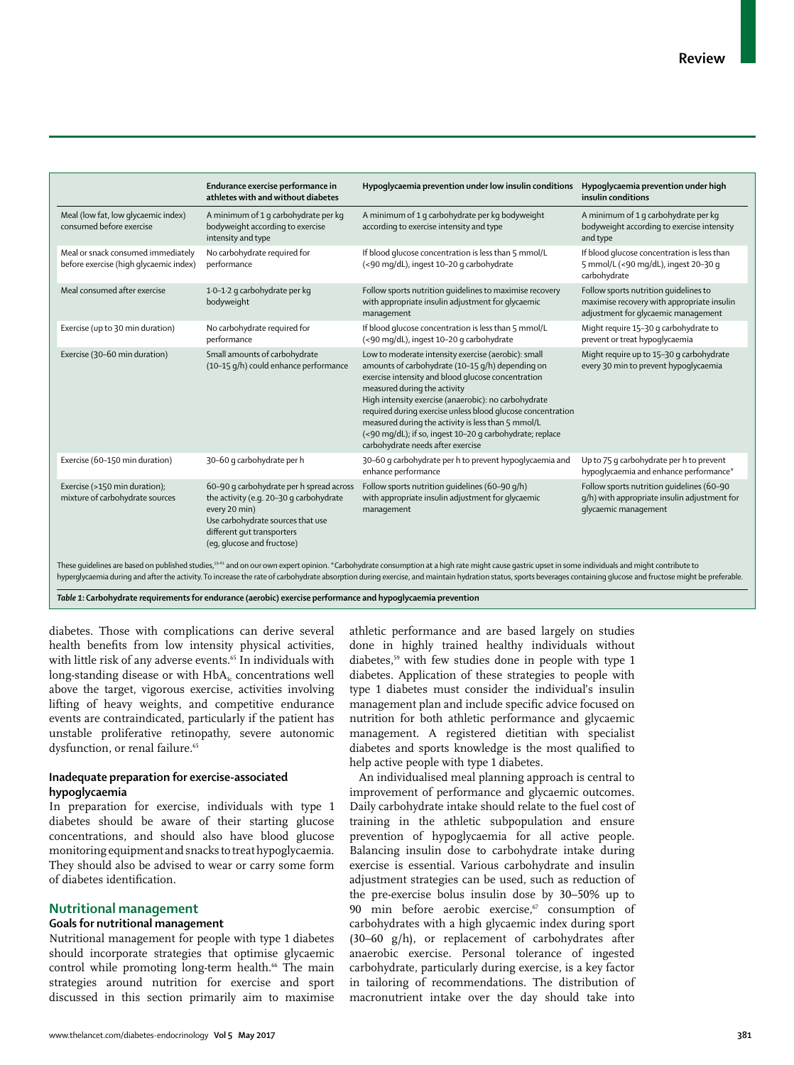| | Endurance exercise performance in athletes with and without diabetes | Hypoglycaemia prevention under low insulin conditions | Hypoglycaemia prevention under high insulin conditions |
|---|---|---|---|
| Meal (low fat, low glycaemic index) consumed before exercise | A minimum of 1 g carbohydrate per kg bodyweight according to exercise intensity and type | A minimum of 1 g carbohydrate per kg bodyweight according to exercise intensity and type | A minimum of 1 g carbohydrate per kg bodyweight according to exercise intensity and type |
| Meal or snack consumed immediately before exercise (high glycaemic index) | No carbohydrate required for performance | If blood glucose concentration is less than 5 mmol/L (<90 mg/dL), ingest 10–20 g carbohydrate | If blood glucose concentration is less than 5 mmol/L (<90 mg/dL), ingest 20–30 g carbohydrate |
| Meal consumed after exercise | 1·0–1·2 g carbohydrate per kg bodyweight | Follow sports nutrition guidelines to maximise recovery with appropriate insulin adjustment for glycaemic management | Follow sports nutrition guidelines to maximise recovery with appropriate insulin adjustment for glycaemic management |
| Exercise (up to 30 min duration) | No carbohydrate required for performance | If blood glucose concentration is less than 5 mmol/L (<90 mg/dL), ingest 10–20 g carbohydrate | Might require 15–30 g carbohydrate to prevent or treat hypoglycaemia |
| Exercise (30–60 min duration) | Small amounts of carbohydrate (10–15 g/h) could enhance performance | Low to moderate intensity exercise (aerobic): small amounts of carbohydrate (10–15 g/h) depending on exercise intensity and blood glucose concentration measured during the activity<br>High intensity exercise (anaerobic): no carbohydrate required during exercise unless blood glucose concentration measured during the activity is less than 5 mmol/L (<90 mg/dL); if so, ingest 10–20 g carbohydrate; replace carbohydrate needs after exercise | Might require up to 15–30 g carbohydrate every 30 min to prevent hypoglycaemia |
| Exercise (60–150 min duration) | 30–60 g carbohydrate per h | 30–60 g carbohydrate per h to prevent hypoglycaemia and enhance performance | Up to 75 g carbohydrate per h to prevent hypoglycaemia and enhance performance* |
| Exercise (>150 min duration); mixture of carbohydrate sources | 60–90 g carbohydrate per h spread across the activity (e.g. 20–30 g carbohydrate every 20 min)<br>Use carbohydrate sources that use different gut transporters (eg, glucose and fructose) | Follow sports nutrition guidelines (60–90 g/h) with appropriate insulin adjustment for glycaemic management | Follow sports nutrition guidelines (60–90 g/h) with appropriate insulin adjustment for glycaemic management |

These guidelines are based on published studies,[59–61] and on our own expert opinion. *Carbohydrate consumption at a high rate might cause gastric upset in some individuals and might contribute to hyperglycaemia during and after the activity. To increase the rate of carbohydrate absorption during exercise, and maintain hydration status, sports beverages containing glucose and fructose might be preferable.

*Table 1*: **Carbohydrate requirements for endurance (aerobic) exercise performance and hypoglycaemia prevention**

diabetes. Those with complications can derive several health benefits from low intensity physical activities, with little risk of any adverse events.[65] In individuals with long-standing disease or with $HbA_{1c}$ concentrations well above the target, vigorous exercise, activities involving lifting of heavy weights, and competitive endurance events are contraindicated, particularly if the patient has unstable proliferative retinopathy, severe autonomic dysfunction, or renal failure.[65]

### Inadequate preparation for exercise-associated hypoglycaemia

In preparation for exercise, individuals with type 1 diabetes should be aware of their starting glucose concentrations, and should also have blood glucose monitoring equipment and snacks to treat hypoglycaemia. They should also be advised to wear or carry some form of diabetes identification.

## Nutritional management

### Goals for nutritional management

Nutritional management for people with type 1 diabetes should incorporate strategies that optimise glycaemic control while promoting long-term health.[66] The main strategies around nutrition for exercise and sport discussed in this section primarily aim to maximise athletic performance and are based largely on studies done in highly trained healthy individuals without diabetes,[59] with few studies done in people with type 1 diabetes. Application of these strategies to people with type 1 diabetes must consider the individual's insulin management plan and include specific advice focused on nutrition for both athletic performance and glycaemic management. A registered dietitian with specialist diabetes and sports knowledge is the most qualified to help active people with type 1 diabetes.

An individualised meal planning approach is central to improvement of performance and glycaemic outcomes. Daily carbohydrate intake should relate to the fuel cost of training in the athletic subpopulation and ensure prevention of hypoglycaemia for all active people. Balancing insulin dose to carbohydrate intake during exercise is essential. Various carbohydrate and insulin adjustment strategies can be used, such as reduction of the pre-exercise bolus insulin dose by 30–50% up to 90 min before aerobic exercise,[67] consumption of carbohydrates with a high glycaemic index during sport (30–60 g/h), or replacement of carbohydrates after anaerobic exercise. Personal tolerance of ingested carbohydrate, particularly during exercise, is a key factor in tailoring of recommendations. The distribution of macronutrient intake over the day should take into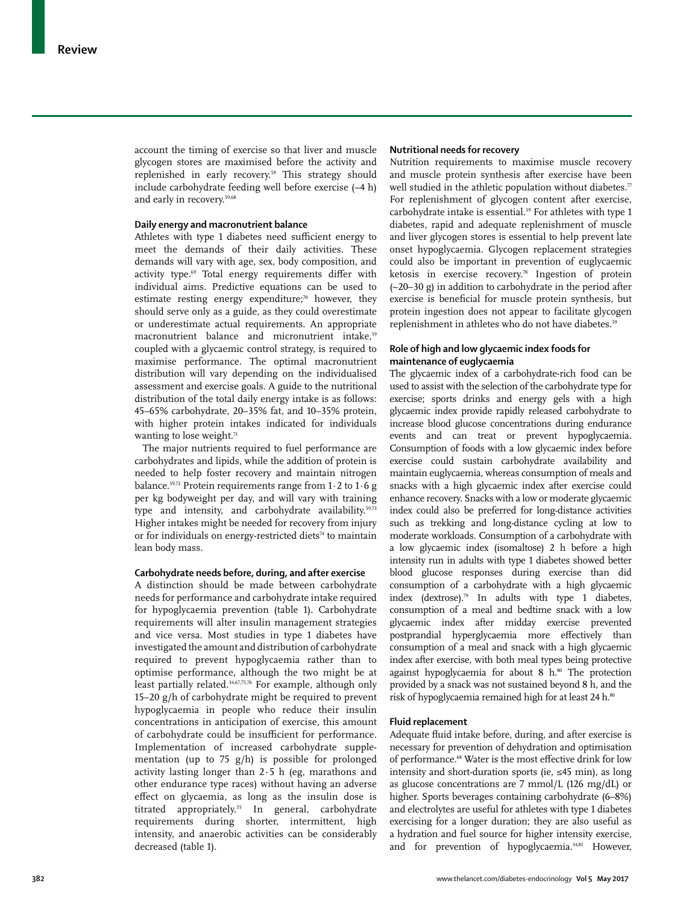account the timing of exercise so that liver and muscle glycogen stores are maximised before the activity and replenished in early recovery.[59] This strategy should include carbohydrate feeding well before exercise (~4 h) and early in recovery.[59,68]

### Daily energy and macronutrient balance

Athletes with type 1 diabetes need sufficient energy to meet the demands of their daily activities. These demands will vary with age, sex, body composition, and activity type.[69] Total energy requirements differ with individual aims. Predictive equations can be used to estimate resting energy expenditure;[70] however, they should serve only as a guide, as they could overestimate or underestimate actual requirements. An appropriate macronutrient balance and micronutrient intake,[59] coupled with a glycaemic control strategy, is required to maximise performance. The optimal macronutrient distribution will vary depending on the individualised assessment and exercise goals. A guide to the nutritional distribution of the total daily energy intake is as follows: 45–65% carbohydrate, 20–35% fat, and 10–35% protein, with higher protein intakes indicated for individuals wanting to lose weight.[71]

The major nutrients required to fuel performance are carbohydrates and lipids, while the addition of protein is needed to help foster recovery and maintain nitrogen balance.[59,72] Protein requirements range from 1·2 to 1·6 g per kg bodyweight per day, and will vary with training type and intensity, and carbohydrate availability.[59,73] Higher intakes might be needed for recovery from injury or for individuals on energy-restricted diets[74] to maintain lean body mass.

### Carbohydrate needs before, during, and after exercise

A distinction should be made between carbohydrate needs for performance and carbohydrate intake required for hypoglycaemia prevention (table 1). Carbohydrate requirements will alter insulin management strategies and vice versa. Most studies in type 1 diabetes have investigated the amount and distribution of carbohydrate required to prevent hypoglycaemia rather than to optimise performance, although the two might be at least partially related.[34,67,75,76] For example, although only 15–20 g/h of carbohydrate might be required to prevent hypoglycaemia in people who reduce their insulin concentrations in anticipation of exercise, this amount of carbohydrate could be insufficient for performance. Implementation of increased carbohydrate supplementation (up to 75 g/h) is possible for prolonged activity lasting longer than 2·5 h (eg, marathons and other endurance type races) without having an adverse effect on glycaemia, as long as the insulin dose is titrated appropriately.[55] In general, carbohydrate requirements during shorter, intermittent, high intensity, and anaerobic activities can be considerably decreased (table 1).

### Nutritional needs for recovery

Nutrition requirements to maximise muscle recovery and muscle protein synthesis after exercise have been well studied in the athletic population without diabetes.[77] For replenishment of glycogen content after exercise, carbohydrate intake is essential.[59] For athletes with type 1 diabetes, rapid and adequate replenishment of muscle and liver glycogen stores is essential to help prevent late onset hypoglycaemia. Glycogen replacement strategies could also be important in prevention of euglycaemic ketosis in exercise recovery.[78] Ingestion of protein (~20–30 g) in addition to carbohydrate in the period after exercise is beneficial for muscle protein synthesis, but protein ingestion does not appear to facilitate glycogen replenishment in athletes who do not have diabetes.[59]

### Role of high and low glycaemic index foods for maintenance of euglycaemia

The glycaemic index of a carbohydrate-rich food can be used to assist with the selection of the carbohydrate type for exercise; sports drinks and energy gels with a high glycaemic index provide rapidly released carbohydrate to increase blood glucose concentrations during endurance events and can treat or prevent hypoglycaemia. Consumption of foods with a low glycaemic index before exercise could sustain carbohydrate availability and maintain euglycaemia, whereas consumption of meals and snacks with a high glycaemic index after exercise could enhance recovery. Snacks with a low or moderate glycaemic index could also be preferred for long-distance activities such as trekking and long-distance cycling at low to moderate workloads. Consumption of a carbohydrate with a low glycaemic index (isomaltose) 2 h before a high intensity run in adults with type 1 diabetes showed better blood glucose responses during exercise than did consumption of a carbohydrate with a high glycaemic index (dextrose).[79] In adults with type 1 diabetes, consumption of a meal and bedtime snack with a low glycaemic index after midday exercise prevented postprandial hyperglycaemia more effectively than consumption of a meal and snack with a high glycaemic index after exercise, with both meal types being protective against hypoglycaemia for about 8 h.[80] The protection provided by a snack was not sustained beyond 8 h, and the risk of hypoglycaemia remained high for at least 24 h.[80]

### Fluid replacement

Adequate fluid intake before, during, and after exercise is necessary for prevention of dehydration and optimisation of performance.[68] Water is the most effective drink for low intensity and short-duration sports (ie, ≤45 min), as long as glucose concentrations are 7 mmol/L (126 mg/dL) or higher. Sports beverages containing carbohydrate (6–8%) and electrolytes are useful for athletes with type 1 diabetes exercising for a longer duration; they are also useful as a hydration and fuel source for higher intensity exercise, and for prevention of hypoglycaemia.[34,81] However,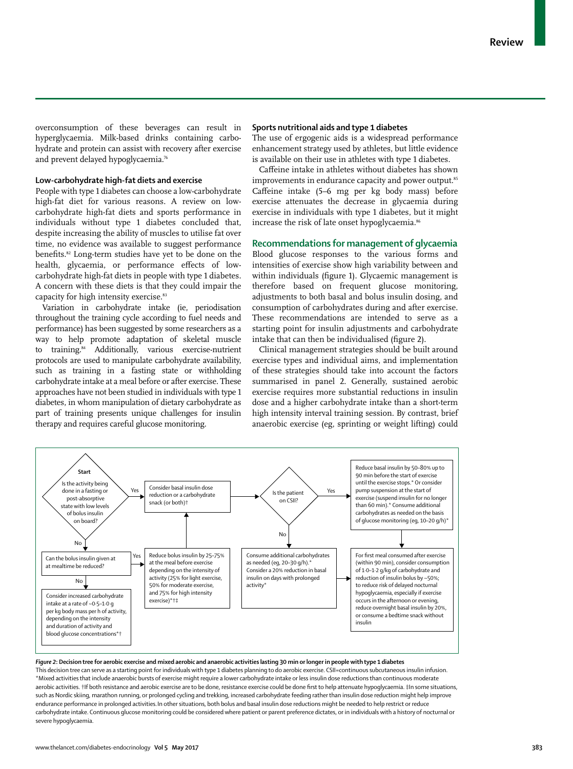overconsumption of these beverages can result in hyperglycaemia. Milk-based drinks containing carbohydrate and protein can assist with recovery after exercise and prevent delayed hypoglycaemia.[76]

### Low-carbohydrate high-fat diets and exercise

People with type 1 diabetes can choose a low-carbohydrate high-fat diet for various reasons. A review on low-carbohydrate high-fat diets and sports performance in individuals without type 1 diabetes concluded that, despite increasing the ability of muscles to utilise fat over time, no evidence was available to suggest performance benefits.[82] Long-term studies have yet to be done on the health, glycaemia, or performance effects of low-carbohydrate high-fat diets in people with type 1 diabetes. A concern with these diets is that they could impair the capacity for high intensity exercise.[83]

Variation in carbohydrate intake (ie, periodisation throughout the training cycle according to fuel needs and performance) has been suggested by some researchers as a way to help promote adaptation of skeletal muscle to training.[84] Additionally, various exercise-nutrient protocols are used to manipulate carbohydrate availability, such as training in a fasting state or withholding carbohydrate intake at a meal before or after exercise. These approaches have not been studied in individuals with type 1 diabetes, in whom manipulation of dietary carbohydrate as part of training presents unique challenges for insulin therapy and requires careful glucose monitoring.

### Sports nutritional aids and type 1 diabetes

The use of ergogenic aids is a widespread performance enhancement strategy used by athletes, but little evidence is available on their use in athletes with type 1 diabetes.

Caffeine intake in athletes without diabetes has shown improvements in endurance capacity and power output.[85] Caffeine intake (5–6 mg per kg body mass) before exercise attenuates the decrease in glycaemia during exercise in individuals with type 1 diabetes, but it might increase the risk of late onset hypoglycaemia.[86]

## Recommendations for management of glycaemia

Blood glucose responses to the various forms and intensities of exercise show high variability between and within individuals (figure 1). Glycaemic management is therefore based on frequent glucose monitoring, adjustments to both basal and bolus insulin dosing, and consumption of carbohydrates during and after exercise. These recommendations are intended to serve as a starting point for insulin adjustments and carbohydrate intake that can then be individualised (figure 2).

Clinical management strategies should be built around exercise types and individual aims, and implementation of these strategies should take into account the factors summarised in panel 2. Generally, sustained aerobic exercise requires more substantial reductions in insulin dose and a higher carbohydrate intake than a short-term high intensity interval training session. By contrast, brief anaerobic exercise (eg, sprinting or weight lifting) could

**Start**: Is the activity being done in a fasting or post-absorptive state with low levels of bolus insulin on board?

- **Yes** → Consider basal insulin dose reduction or a carbohydrate snack (or both)† → Is the patient on CSII?
  - **Yes** → Reduce basal insulin by 50–80% up to 90 min before the start of exercise until the exercise stops.* Or consider pump suspension at the start of exercise (suspend insulin for no longer than 60 min).* Consume additional carbohydrates as needed on the basis of glucose monitoring (eg, 10–20 g/h)* → For first meal consumed after exercise (within 90 min), consider consumption of 1·0–1·2 g/kg of carbohydrate and reduction of insulin bolus by ~50%; to reduce risk of delayed nocturnal hypoglycaemia, especially if exercise occurs in the afternoon or evening, reduce overnight basal insulin by 20%, or consume a bedtime snack without insulin
  - **No** → Consume additional carbohydrates as needed (eg, 20–30 g/h).* Consider a 20% reduction in basal insulin on days with prolonged activity* → For first meal consumed after exercise (see above)
- **No** → Can the bolus insulin given at at mealtime be reduced?
  - **Yes** → Reduce bolus insulin by 25–75% at the meal before exercise depending on the intensity of activity (25% for light exercise, 50% for moderate exercise, and 75% for high intensity exercise)*†‡ → Consider basal insulin dose reduction or a carbohydrate snack (or both)†
  - **No** → Consider increased carbohydrate intake at a rate of ~0·5–1·0 g per kg body mass per h of activity, depending on the intensity and duration of activity and blood glucose concentrations*†

*Figure 2:* **Decision tree for aerobic exercise and mixed aerobic and anaerobic activities lasting 30 min or longer in people with type 1 diabetes**

This decision tree can serve as a starting point for individuals with type 1 diabetes planning to do aerobic exercise. CSII=continuous subcutaneous insulin infusion. *Mixed activities that include anaerobic bursts of exercise might require a lower carbohydrate intake or less insulin dose reductions than continuous moderate aerobic activities. †If both resistance and aerobic exercise are to be done, resistance exercise could be done first to help attenuate hypoglycaemia. ‡In some situations, such as Nordic skiing, marathon running, or prolonged cycling and trekking, increased carbohydrate feeding rather than insulin dose reduction might help improve endurance performance in prolonged activities. In other situations, both bolus and basal insulin dose reductions might be needed to help restrict or reduce carbohydrate intake. Continuous glucose monitoring could be considered where patient or parent preference dictates, or in individuals with a history of nocturnal or severe hypoglycaemia.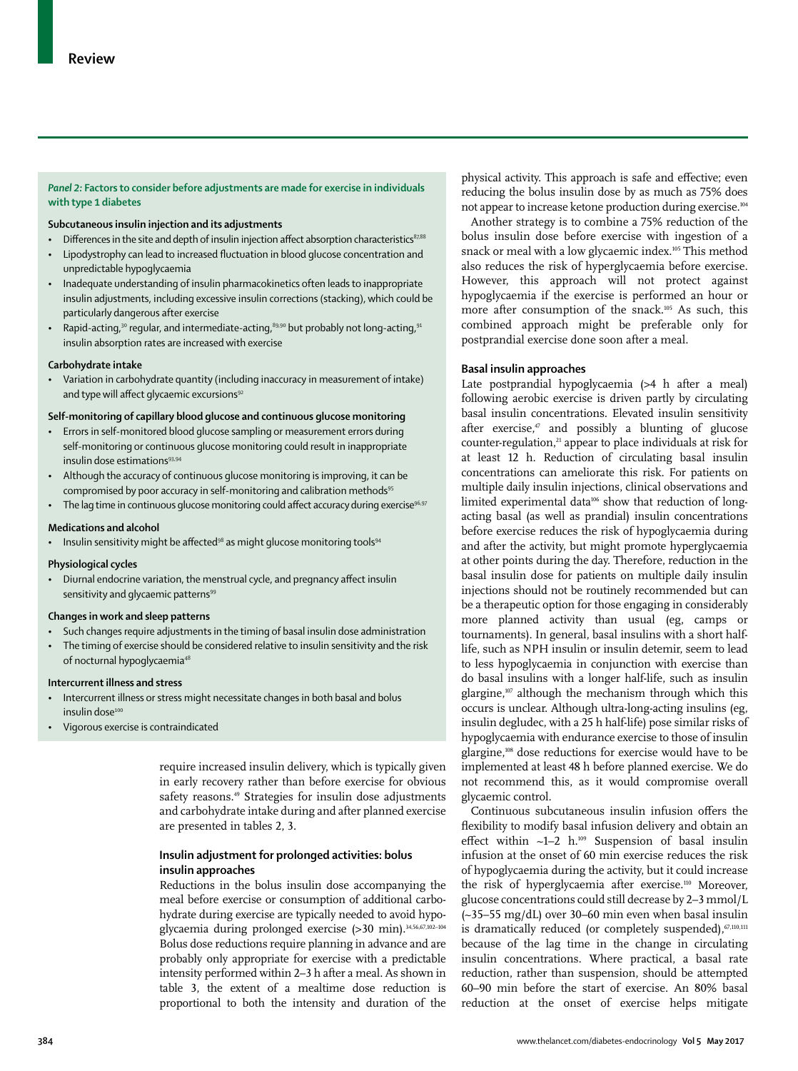### *Panel 2:* Factors to consider before adjustments are made for exercise in individuals with type 1 diabetes

**Subcutaneous insulin injection and its adjustments**

- Differences in the site and depth of insulin injection affect absorption characteristics[87,88]
- Lipodystrophy can lead to increased fluctuation in blood glucose concentration and unpredictable hypoglycaemia
- Inadequate understanding of insulin pharmacokinetics often leads to inappropriate insulin adjustments, including excessive insulin corrections (stacking), which could be particularly dangerous after exercise
- Rapid-acting,[30] regular, and intermediate-acting,[89,90] but probably not long-acting,[91] insulin absorption rates are increased with exercise

**Carbohydrate intake**

- Variation in carbohydrate quantity (including inaccuracy in measurement of intake) and type will affect glycaemic excursions[92]

**Self-monitoring of capillary blood glucose and continuous glucose monitoring**

- Errors in self-monitored blood glucose sampling or measurement errors during self-monitoring or continuous glucose monitoring could result in inappropriate insulin dose estimations[93,94]
- Although the accuracy of continuous glucose monitoring is improving, it can be compromised by poor accuracy in self-monitoring and calibration methods[95]
- The lag time in continuous glucose monitoring could affect accuracy during exercise[96,97]

**Medications and alcohol**

- Insulin sensitivity might be affected[98] as might glucose monitoring tools[94]

**Physiological cycles**

- Diurnal endocrine variation, the menstrual cycle, and pregnancy affect insulin sensitivity and glycaemic patterns[99]

**Changes in work and sleep patterns**

- Such changes require adjustments in the timing of basal insulin dose administration
- The timing of exercise should be considered relative to insulin sensitivity and the risk of nocturnal hypoglycaemia[48]

**Intercurrent illness and stress**

- Intercurrent illness or stress might necessitate changes in both basal and bolus insulin dose[100]
- Vigorous exercise is contraindicated

require increased insulin delivery, which is typically given in early recovery rather than before exercise for obvious safety reasons.[49] Strategies for insulin dose adjustments and carbohydrate intake during and after planned exercise are presented in tables 2, 3.

### Insulin adjustment for prolonged activities: bolus insulin approaches

Reductions in the bolus insulin dose accompanying the meal before exercise or consumption of additional carbohydrate during exercise are typically needed to avoid hypoglycaemia during prolonged exercise (>30 min).[34,56,67,102–104] Bolus dose reductions require planning in advance and are probably only appropriate for exercise with a predictable intensity performed within 2–3 h after a meal. As shown in table 3, the extent of a mealtime dose reduction is proportional to both the intensity and duration of the physical activity. This approach is safe and effective; even reducing the bolus insulin dose by as much as 75% does not appear to increase ketone production during exercise.[104]

Another strategy is to combine a 75% reduction of the bolus insulin dose before exercise with ingestion of a snack or meal with a low glycaemic index.[105] This method also reduces the risk of hyperglycaemia before exercise. However, this approach will not protect against hypoglycaemia if the exercise is performed an hour or more after consumption of the snack.[105] As such, this combined approach might be preferable only for postprandial exercise done soon after a meal.

### Basal insulin approaches

Late postprandial hypoglycaemia (>4 h after a meal) following aerobic exercise is driven partly by circulating basal insulin concentrations. Elevated insulin sensitivity after exercise,[47] and possibly a blunting of glucose counter-regulation,[21] appear to place individuals at risk for at least 12 h. Reduction of circulating basal insulin concentrations can ameliorate this risk. For patients on multiple daily insulin injections, clinical observations and limited experimental data[106] show that reduction of long-acting basal (as well as prandial) insulin concentrations before exercise reduces the risk of hypoglycaemia during and after the activity, but might promote hyperglycaemia at other points during the day. Therefore, reduction in the basal insulin dose for patients on multiple daily insulin injections should not be routinely recommended but can be a therapeutic option for those engaging in considerably more planned activity than usual (eg, camps or tournaments). In general, basal insulins with a short half-life, such as NPH insulin or insulin detemir, seem to lead to less hypoglycaemia in conjunction with exercise than do basal insulins with a longer half-life, such as insulin glargine,[107] although the mechanism through which this occurs is unclear. Although ultra-long-acting insulins (eg, insulin degludec, with a 25 h half-life) pose similar risks of hypoglycaemia with endurance exercise to those of insulin glargine,[108] dose reductions for exercise would have to be implemented at least 48 h before planned exercise. We do not recommend this, as it would compromise overall glycaemic control.

Continuous subcutaneous insulin infusion offers the flexibility to modify basal infusion delivery and obtain an effect within ~1–2 h.[109] Suspension of basal insulin infusion at the onset of 60 min exercise reduces the risk of hypoglycaemia during the activity, but it could increase the risk of hyperglycaemia after exercise.[110] Moreover, glucose concentrations could still decrease by 2–3 mmol/L (~35–55 mg/dL) over 30–60 min even when basal insulin is dramatically reduced (or completely suspended),[67,110,111] because of the lag time in the change in circulating insulin concentrations. Where practical, a basal rate reduction, rather than suspension, should be attempted 60–90 min before the start of exercise. An 80% basal reduction at the onset of exercise helps mitigate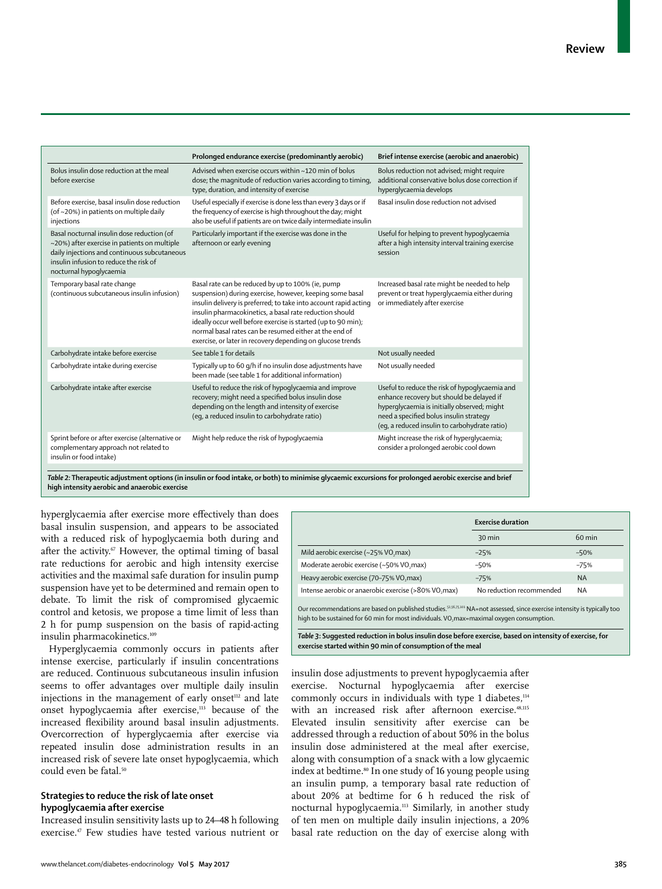| | Prolonged endurance exercise (predominantly aerobic) | Brief intense exercise (aerobic and anaerobic) |
|---|---|---|
| Bolus insulin dose reduction at the meal before exercise | Advised when exercise occurs within ~120 min of bolus dose; the magnitude of reduction varies according to timing, type, duration, and intensity of exercise | Bolus reduction not advised; might require additional conservative bolus dose correction if hyperglycaemia develops |
| Before exercise, basal insulin dose reduction (of ~20%) in patients on multiple daily injections | Useful especially if exercise is done less than every 3 days or if the frequency of exercise is high throughout the day; might also be useful if patients are on twice daily intermediate insulin | Basal insulin dose reduction not advised |
| Basal nocturnal insulin dose reduction (of ~20%) after exercise in patients on multiple daily injections and continuous subcutaneous insulin infusion to reduce the risk of nocturnal hypoglycaemia | Particularly important if the exercise was done in the afternoon or early evening | Useful for helping to prevent hypoglycaemia after a high intensity interval training exercise session |
| Temporary basal rate change (continuous subcutaneous insulin infusion) | Basal rate can be reduced by up to 100% (ie, pump suspension) during exercise, however, keeping some basal insulin delivery is preferred; to take into account rapid acting insulin pharmacokinetics, a basal rate reduction should ideally occur well before exercise is started (up to 90 min); normal basal rates can be resumed either at the end of exercise, or later in recovery depending on glucose trends | Increased basal rate might be needed to help prevent or treat hyperglycaemia either during or immediately after exercise |
| Carbohydrate intake before exercise | See table 1 for details | Not usually needed |
| Carbohydrate intake during exercise | Typically up to 60 g/h if no insulin dose adjustments have been made (see table 1 for additional information) | Not usually needed |
| Carbohydrate intake after exercise | Useful to reduce the risk of hypoglycaemia and improve recovery; might need a specified bolus insulin dose depending on the length and intensity of exercise (eg, a reduced insulin to carbohydrate ratio) | Useful to reduce the risk of hypoglycaemia and enhance recovery but should be delayed if hyperglycaemia is initially observed; might need a specified bolus insulin strategy (eg, a reduced insulin to carbohydrate ratio) |
| Sprint before or after exercise (alternative or complementary approach not related to insulin or food intake) | Might help reduce the risk of hypoglycaemia | Might increase the risk of hyperglycaemia; consider a prolonged aerobic cool down |

*Table 2:* **Therapeutic adjustment options (in insulin or food intake, or both) to minimise glycaemic excursions for prolonged aerobic exercise and brief high intensity aerobic and anaerobic exercise**

hyperglycaemia after exercise more effectively than does basal insulin suspension, and appears to be associated with a reduced risk of hypoglycaemia both during and after the activity.[67] However, the optimal timing of basal rate reductions for aerobic and high intensity exercise activities and the maximal safe duration for insulin pump suspension have yet to be determined and remain open to debate. To limit the risk of compromised glycaemic control and ketosis, we propose a time limit of less than 2 h for pump suspension on the basis of rapid-acting insulin pharmacokinetics.[109]

Hyperglycaemia commonly occurs in patients after intense exercise, particularly if insulin concentrations are reduced. Continuous subcutaneous insulin infusion seems to offer advantages over multiple daily insulin injections in the management of early onset[112] and late onset hypoglycaemia after exercise,[113] because of the increased flexibility around basal insulin adjustments. Overcorrection of hyperglycaemia after exercise via repeated insulin dose administration results in an increased risk of severe late onset hypoglycaemia, which could even be fatal.[50]

## Strategies to reduce the risk of late onset hypoglycaemia after exercise

Increased insulin sensitivity lasts up to 24–48 h following exercise.[47] Few studies have tested various nutrient or

| | Exercise duration | |
|---|---|---|
| | 30 min | 60 min |
| Mild aerobic exercise (~25% $VO_2$max) | –25% | –50% |
| Moderate aerobic exercise (~50% $VO_2$max) | –50% | –75% |
| Heavy aerobic exercise (70–75% $VO_2$max) | –75% | NA |
| Intense aerobic or anaerobic exercise (>80% $VO_2$max) | No reduction recommended | NA |

Our recommendations are based on published studies.[52,56,75,103] NA=not assessed, since exercise intensity is typically too high to be sustained for 60 min for most individuals. $VO_2$max=maximal oxygen consumption.

*Table 3:* **Suggested reduction in bolus insulin dose before exercise, based on intensity of exercise, for exercise started within 90 min of consumption of the meal**

insulin dose adjustments to prevent hypoglycaemia after exercise. Nocturnal hypoglycaemia after exercise commonly occurs in individuals with type 1 diabetes,[114] with an increased risk after afternoon exercise.[48,115] Elevated insulin sensitivity after exercise can be addressed through a reduction of about 50% in the bolus insulin dose administered at the meal after exercise, along with consumption of a snack with a low glycaemic index at bedtime.[80] In one study of 16 young people using an insulin pump, a temporary basal rate reduction of about 20% at bedtime for 6 h reduced the risk of nocturnal hypoglycaemia.[113] Similarly, in another study of ten men on multiple daily insulin injections, a 20% basal rate reduction on the day of exercise along with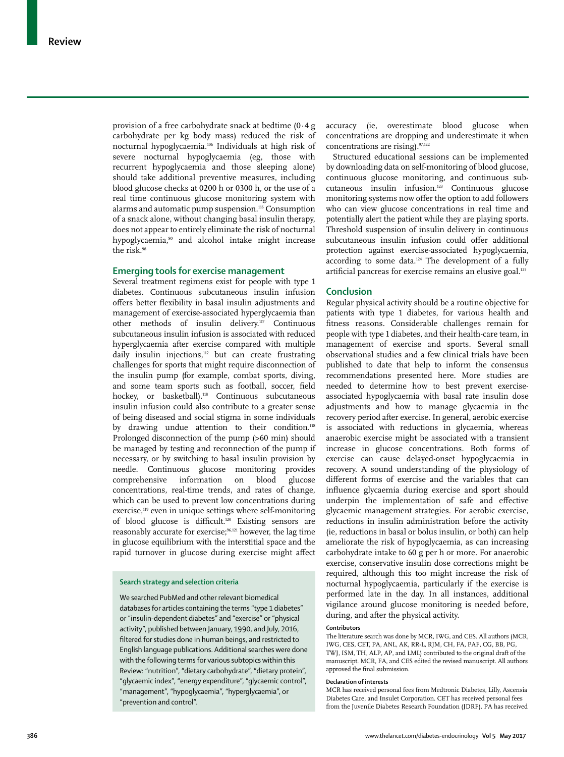provision of a free carbohydrate snack at bedtime (0·4 g carbohydrate per kg body mass) reduced the risk of nocturnal hypoglycaemia.[106] Individuals at high risk of severe nocturnal hypoglycaemia (eg, those with recurrent hypoglycaemia and those sleeping alone) should take additional preventive measures, including blood glucose checks at 0200 h or 0300 h, or the use of a real time continuous glucose monitoring system with alarms and automatic pump suspension.[116] Consumption of a snack alone, without changing basal insulin therapy, does not appear to entirely eliminate the risk of nocturnal hypoglycaemia,[80] and alcohol intake might increase the risk.[98]

## Emerging tools for exercise management

Several treatment regimens exist for people with type 1 diabetes. Continuous subcutaneous insulin infusion offers better flexibility in basal insulin adjustments and management of exercise-associated hyperglycaemia than other methods of insulin delivery.[117] Continuous subcutaneous insulin infusion is associated with reduced hyperglycaemia after exercise compared with multiple daily insulin injections,[112] but can create frustrating challenges for sports that might require disconnection of the insulin pump (for example, combat sports, diving, and some team sports such as football, soccer, field hockey, or basketball).[118] Continuous subcutaneous insulin infusion could also contribute to a greater sense of being diseased and social stigma in some individuals by drawing undue attention to their condition.[118] Prolonged disconnection of the pump (>60 min) should be managed by testing and reconnection of the pump if necessary, or by switching to basal insulin provision by needle. Continuous glucose monitoring provides comprehensive information on blood glucose concentrations, real-time trends, and rates of change, which can be used to prevent low concentrations during exercise,[119] even in unique settings where self-monitoring of blood glucose is difficult.[120] Existing sensors are reasonably accurate for exercise;[96,121] however, the lag time in glucose equilibrium with the interstitial space and the rapid turnover in glucose during exercise might affect accuracy (ie, overestimate blood glucose when concentrations are dropping and underestimate it when concentrations are rising).[97,122]

Structured educational sessions can be implemented by downloading data on self-monitoring of blood glucose, continuous glucose monitoring, and continuous subcutaneous insulin infusion.[123] Continuous glucose monitoring systems now offer the option to add followers who can view glucose concentrations in real time and potentially alert the patient while they are playing sports. Threshold suspension of insulin delivery in continuous subcutaneous insulin infusion could offer additional protection against exercise-associated hypoglycaemia, according to some data.[124] The development of a fully artificial pancreas for exercise remains an elusive goal.[125]

## Conclusion

Regular physical activity should be a routine objective for patients with type 1 diabetes, for various health and fitness reasons. Considerable challenges remain for people with type 1 diabetes, and their health-care team, in management of exercise and sports. Several small observational studies and a few clinical trials have been published to date that help to inform the consensus recommendations presented here. More studies are needed to determine how to best prevent exercise-associated hypoglycaemia with basal rate insulin dose adjustments and how to manage glycaemia in the recovery period after exercise. In general, aerobic exercise is associated with reductions in glycaemia, whereas anaerobic exercise might be associated with a transient increase in glucose concentrations. Both forms of exercise can cause delayed-onset hypoglycaemia in recovery. A sound understanding of the physiology of different forms of exercise and the variables that can influence glycaemia during exercise and sport should underpin the implementation of safe and effective glycaemic management strategies. For aerobic exercise, reductions in insulin administration before the activity (ie, reductions in basal or bolus insulin, or both) can help ameliorate the risk of hypoglycaemia, as can increasing carbohydrate intake to 60 g per h or more. For anaerobic exercise, conservative insulin dose corrections might be required, although this too might increase the risk of nocturnal hypoglycaemia, particularly if the exercise is performed late in the day. In all instances, additional vigilance around glucose monitoring is needed before, during, and after the physical activity.

### Search strategy and selection criteria

We searched PubMed and other relevant biomedical databases for articles containing the terms "type 1 diabetes" or "insulin-dependent diabetes" and "exercise" or "physical activity", published between January, 1990, and July, 2016, filtered for studies done in human beings, and restricted to English language publications. Additional searches were done with the following terms for various subtopics within this Review: "nutrition", "dietary carbohydrate", "dietary protein", "glycaemic index", "energy expenditure", "glycaemic control", "management", "hypoglycaemia", "hyperglycaemia", or "prevention and control".

#### Contributors

The literature search was done by MCR, IWG, and CES. All authors (MCR, IWG, CES, CET, PA, ANL, AK, RR-L, RJM, CH, FA, PAF, CG, BB, PG, TWJ, ISM, TH, ALP, AP, and LML) contributed to the original draft of the manuscript. MCR, FA, and CES edited the revised manuscript. All authors approved the final submission.

#### Declaration of interests

MCR has received personal fees from Medtronic Diabetes, Lilly, Ascensia Diabetes Care, and Insulet Corporation. CET has received personal fees from the Juvenile Diabetes Research Foundation (JDRF). PA has received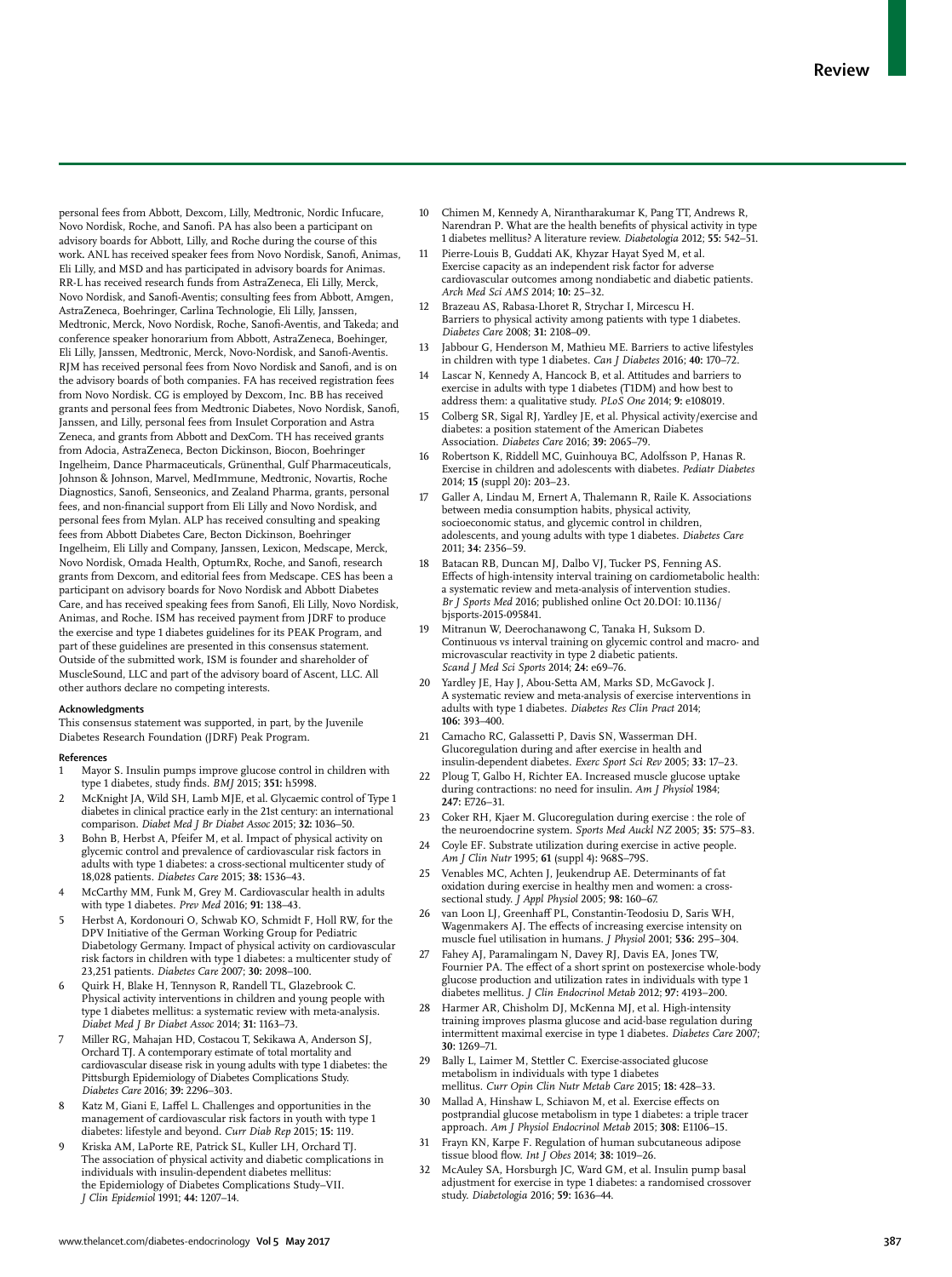personal fees from Abbott, Dexcom, Lilly, Medtronic, Nordic Infucare, Novo Nordisk, Roche, and Sanofi. PA has also been a participant on advisory boards for Abbott, Lilly, and Roche during the course of this work. ANL has received speaker fees from Novo Nordisk, Sanofi, Animas, Eli Lilly, and MSD and has participated in advisory boards for Animas. RR-L has received research funds from AstraZeneca, Eli Lilly, Merck, Novo Nordisk, and Sanofi-Aventis; consulting fees from Abbott, Amgen, AstraZeneca, Boehringer, Carlina Technologie, Eli Lilly, Janssen, Medtronic, Merck, Novo Nordisk, Roche, Sanofi-Aventis, and Takeda; and conference speaker honorarium from Abbott, AstraZeneca, Boehinger, Eli Lilly, Janssen, Medtronic, Merck, Novo-Nordisk, and Sanofi-Aventis. RJM has received personal fees from Novo Nordisk and Sanofi, and is on the advisory boards of both companies. FA has received registration fees from Novo Nordisk. CG is employed by Dexcom, Inc. BB has received grants and personal fees from Medtronic Diabetes, Novo Nordisk, Sanofi, Janssen, and Lilly, personal fees from Insulet Corporation and Astra Zeneca, and grants from Abbott and DexCom. TH has received grants from Adocia, AstraZeneca, Becton Dickinson, Biocon, Boehringer Ingelheim, Dance Pharmaceuticals, Grünenthal, Gulf Pharmaceuticals, Johnson & Johnson, Marvel, MedImmune, Medtronic, Novartis, Roche Diagnostics, Sanofi, Senseonics, and Zealand Pharma, grants, personal fees, and non-financial support from Eli Lilly and Novo Nordisk, and personal fees from Mylan. ALP has received consulting and speaking fees from Abbott Diabetes Care, Becton Dickinson, Boehringer Ingelheim, Eli Lilly and Company, Janssen, Lexicon, Medscape, Merck, Novo Nordisk, Omada Health, OptumRx, Roche, and Sanofi, research grants from Dexcom, and editorial fees from Medscape. CES has been a participant on advisory boards for Novo Nordisk and Abbott Diabetes Care, and has received speaking fees from Sanofi, Eli Lilly, Novo Nordisk, Animas, and Roche. ISM has received payment from JDRF to produce the exercise and type 1 diabetes guidelines for its PEAK Program, and part of these guidelines are presented in this consensus statement. Outside of the submitted work, ISM is founder and shareholder of MuscleSound, LLC and part of the advisory board of Ascent, LLC. All other authors declare no competing interests.

#### Acknowledgments

This consensus statement was supported, in part, by the Juvenile Diabetes Research Foundation (JDRF) Peak Program.

#### References

1. Mayor S. Insulin pumps improve glucose control in children with type 1 diabetes, study finds. *BMJ* 2015; **351:** h5998.
2. McKnight JA, Wild SH, Lamb MJE, et al. Glycaemic control of Type 1 diabetes in clinical practice early in the 21st century: an international comparison. *Diabet Med J Br Diabet Assoc* 2015; **32:** 1036–50.
3. Bohn B, Herbst A, Pfeifer M, et al. Impact of physical activity on glycemic control and prevalence of cardiovascular risk factors in adults with type 1 diabetes: a cross-sectional multicenter study of 18,028 patients. *Diabetes Care* 2015; **38:** 1536–43.
4. McCarthy MM, Funk M, Grey M. Cardiovascular health in adults with type 1 diabetes. *Prev Med* 2016; **91:** 138–43.
5. Herbst A, Kordonouri O, Schwab KO, Schmidt F, Holl RW, for the DPV Initiative of the German Working Group for Pediatric Diabetology Germany. Impact of physical activity on cardiovascular risk factors in children with type 1 diabetes: a multicenter study of 23,251 patients. *Diabetes Care* 2007; **30:** 2098–100.
6. Quirk H, Blake H, Tennyson R, Randell TL, Glazebrook C. Physical activity interventions in children and young people with type 1 diabetes mellitus: a systematic review with meta-analysis. *Diabet Med J Br Diabet Assoc* 2014; **31:** 1163–73.
7. Miller RG, Mahajan HD, Costacou T, Sekikawa A, Anderson SJ, Orchard TJ. A contemporary estimate of total mortality and cardiovascular disease risk in young adults with type 1 diabetes: the Pittsburgh Epidemiology of Diabetes Complications Study. *Diabetes Care* 2016; **39:** 2296–303.
8. Katz M, Giani E, Laffel L. Challenges and opportunities in the management of cardiovascular risk factors in youth with type 1 diabetes: lifestyle and beyond. *Curr Diab Rep* 2015; **15:** 119.
9. Kriska AM, LaPorte RE, Patrick SL, Kuller LH, Orchard TJ. The association of physical activity and diabetic complications in individuals with insulin-dependent diabetes mellitus: the Epidemiology of Diabetes Complications Study–VII. *J Clin Epidemiol* 1991; **44:** 1207–14.
10. Chimen M, Kennedy A, Nirantharakumar K, Pang TT, Andrews R, Narendran P. What are the health benefits of physical activity in type 1 diabetes mellitus? A literature review. *Diabetologia* 2012; **55:** 542–51.
11. Pierre-Louis B, Guddati AK, Khyzar Hayat Syed M, et al. Exercise capacity as an independent risk factor for adverse cardiovascular outcomes among nondiabetic and diabetic patients. *Arch Med Sci AMS* 2014; **10:** 25–32.
12. Brazeau AS, Rabasa-Lhoret R, Strychar I, Mircescu H. Barriers to physical activity among patients with type 1 diabetes. *Diabetes Care* 2008; **31:** 2108–09.
13. Jabbour G, Henderson M, Mathieu ME. Barriers to active lifestyles in children with type 1 diabetes. *Can J Diabetes* 2016; **40:** 170–72.
14. Lascar N, Kennedy A, Hancock B, et al. Attitudes and barriers to exercise in adults with type 1 diabetes (T1DM) and how best to address them: a qualitative study. *PLoS One* 2014; **9:** e108019.
15. Colberg SR, Sigal RJ, Yardley JE, et al. Physical activity/exercise and diabetes: a position statement of the American Diabetes Association. *Diabetes Care* 2016; **39:** 2065–79.
16. Robertson K, Riddell MC, Guinhouya BC, Adolfsson P, Hanas R. Exercise in children and adolescents with diabetes. *Pediatr Diabetes* 2014; **15** (suppl 20)**:** 203–23.
17. Galler A, Lindau M, Ernert A, Thalemann R, Raile K. Associations between media consumption habits, physical activity, socioeconomic status, and glycemic control in children, adolescents, and young adults with type 1 diabetes. *Diabetes Care* 2011; **34:** 2356–59.
18. Batacan RB, Duncan MJ, Dalbo VJ, Tucker PS, Fenning AS. Effects of high-intensity interval training on cardiometabolic health: a systematic review and meta-analysis of intervention studies. *Br J Sports Med* 2016; published online Oct 20.DOI: 10.1136/bjsports-2015-095841.
19. Mitranun W, Deerochanawong C, Tanaka H, Suksom D. Continuous vs interval training on glycemic control and macro- and microvascular reactivity in type 2 diabetic patients. *Scand J Med Sci Sports* 2014; **24:** e69–76.
20. Yardley JE, Hay J, Abou-Setta AM, Marks SD, McGavock J. A systematic review and meta-analysis of exercise interventions in adults with type 1 diabetes. *Diabetes Res Clin Pract* 2014; **106:** 393–400.
21. Camacho RC, Galassetti P, Davis SN, Wasserman DH. Glucoregulation during and after exercise in health and insulin-dependent diabetes. *Exerc Sport Sci Rev* 2005; **33:** 17–23.
22. Ploug T, Galbo H, Richter EA. Increased muscle glucose uptake during contractions: no need for insulin. *Am J Physiol* 1984; **247:** E726–31.
23. Coker RH, Kjaer M. Glucoregulation during exercise : the role of the neuroendocrine system. *Sports Med Auckl NZ* 2005; **35:** 575–83.
24. Coyle EF. Substrate utilization during exercise in active people. *Am J Clin Nutr* 1995; **61** (suppl 4)**:** 968S–79S.
25. Venables MC, Achten J, Jeukendrup AE. Determinants of fat oxidation during exercise in healthy men and women: a cross-sectional study. *J Appl Physiol* 2005; **98:** 160–67.
26. van Loon LJ, Greenhaff PL, Constantin-Teodosiu D, Saris WH, Wagenmakers AJ. The effects of increasing exercise intensity on muscle fuel utilisation in humans. *J Physiol* 2001; **536:** 295–304.
27. Fahey AJ, Paramalingam N, Davey RJ, Davis EA, Jones TW, Fournier PA. The effect of a short sprint on postexercise whole-body glucose production and utilization rates in individuals with type 1 diabetes mellitus. *J Clin Endocrinol Metab* 2012; **97:** 4193–200.
28. Harmer AR, Chisholm DJ, McKenna MJ, et al. High-intensity training improves plasma glucose and acid-base regulation during intermittent maximal exercise in type 1 diabetes. *Diabetes Care* 2007; **30:** 1269–71.
29. Bally L, Laimer M, Stettler C. Exercise-associated glucose metabolism in individuals with type 1 diabetes mellitus. *Curr Opin Clin Nutr Metab Care* 2015; **18:** 428–33.
30. Mallad A, Hinshaw L, Schiavon M, et al. Exercise effects on postprandial glucose metabolism in type 1 diabetes: a triple tracer approach. *Am J Physiol Endocrinol Metab* 2015; **308:** E1106–15.
31. Frayn KN, Karpe F. Regulation of human subcutaneous adipose tissue blood flow. *Int J Obes* 2014; **38:** 1019–26.
32. McAuley SA, Horsburgh JC, Ward GM, et al. Insulin pump basal adjustment for exercise in type 1 diabetes: a randomised crossover study. *Diabetologia* 2016; **59:** 1636–44.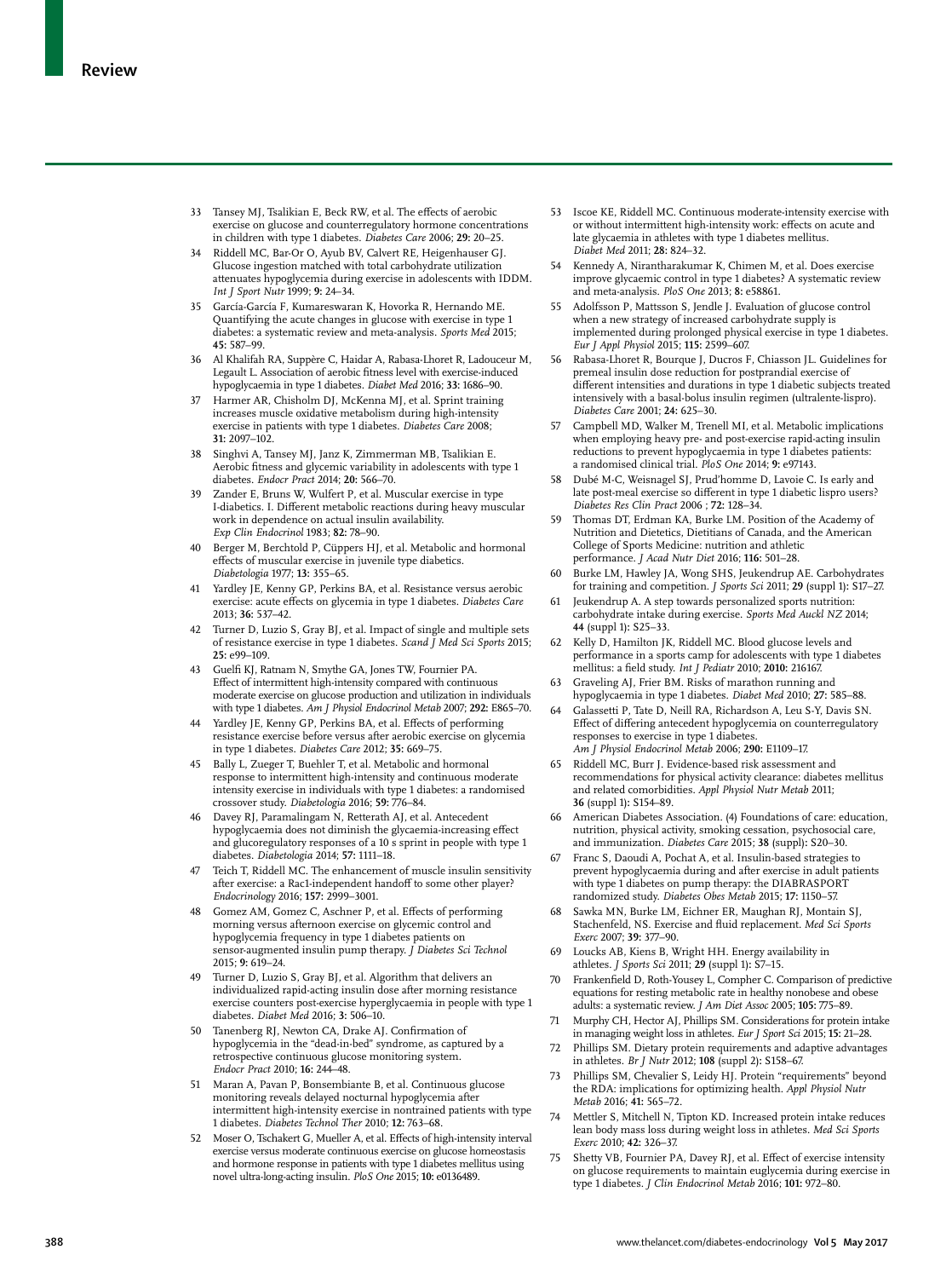33 Tansey MJ, Tsalikian E, Beck RW, et al. The effects of aerobic exercise on glucose and counterregulatory hormone concentrations in children with type 1 diabetes. *Diabetes Care* 2006; **29:** 20–25.

34 Riddell MC, Bar-Or O, Ayub BV, Calvert RE, Heigenhauser GJ. Glucose ingestion matched with total carbohydrate utilization attenuates hypoglycemia during exercise in adolescents with IDDM. *Int J Sport Nutr* 1999; **9:** 24–34.

35 García-García F, Kumareswaran K, Hovorka R, Hernando ME. Quantifying the acute changes in glucose with exercise in type 1 diabetes: a systematic review and meta-analysis. *Sports Med* 2015; **45:** 587–99.

36 Al Khalifah RA, Suppère C, Haidar A, Rabasa-Lhoret R, Ladouceur M, Legault L. Association of aerobic fitness level with exercise-induced hypoglycaemia in type 1 diabetes. *Diabet Med* 2016; **33:** 1686–90.

37 Harmer AR, Chisholm DJ, McKenna MJ, et al. Sprint training increases muscle oxidative metabolism during high-intensity exercise in patients with type 1 diabetes. *Diabetes Care* 2008; **31:** 2097–102.

38 Singhvi A, Tansey MJ, Janz K, Zimmerman MB, Tsalikian E. Aerobic fitness and glycemic variability in adolescents with type 1 diabetes. *Endocr Pract* 2014; **20:** 566–70.

39 Zander E, Bruns W, Wulfert P, et al. Muscular exercise in type I-diabetics. I. Different metabolic reactions during heavy muscular work in dependence on actual insulin availability. *Exp Clin Endocrinol* 1983; **82:** 78–90.

40 Berger M, Berchtold P, Cüppers HJ, et al. Metabolic and hormonal effects of muscular exercise in juvenile type diabetics. *Diabetologia* 1977; **13:** 355–65.

41 Yardley JE, Kenny GP, Perkins BA, et al. Resistance versus aerobic exercise: acute effects on glycemia in type 1 diabetes. *Diabetes Care* 2013; **36:** 537–42.

42 Turner D, Luzio S, Gray BJ, et al. Impact of single and multiple sets of resistance exercise in type 1 diabetes. *Scand J Med Sci Sports* 2015; **25:** e99–109.

43 Guelfi KJ, Ratnam N, Smythe GA, Jones TW, Fournier PA. Effect of intermittent high-intensity compared with continuous moderate exercise on glucose production and utilization in individuals with type 1 diabetes. *Am J Physiol Endocrinol Metab* 2007; **292:** E865–70.

44 Yardley JE, Kenny GP, Perkins BA, et al. Effects of performing resistance exercise before versus after aerobic exercise on glycemia in type 1 diabetes. *Diabetes Care* 2012; **35:** 669–75.

45 Bally L, Zueger T, Buehler T, et al. Metabolic and hormonal response to intermittent high-intensity and continuous moderate intensity exercise in individuals with type 1 diabetes: a randomised crossover study. *Diabetologia* 2016; **59:** 776–84.

46 Davey RJ, Paramalingam N, Retterath AJ, et al. Antecedent hypoglycaemia does not diminish the glycaemia-increasing effect and glucoregulatory responses of a 10 s sprint in people with type 1 diabetes. *Diabetologia* 2014; **57:** 1111–18.

47 Teich T, Riddell MC. The enhancement of muscle insulin sensitivity after exercise: a Rac1-independent handoff to some other player? *Endocrinology* 2016; **157:** 2999–3001.

48 Gomez AM, Gomez C, Aschner P, et al. Effects of performing morning versus afternoon exercise on glycemic control and hypoglycemia frequency in type 1 diabetes patients on sensor-augmented insulin pump therapy. *J Diabetes Sci Technol* 2015; **9:** 619–24.

49 Turner D, Luzio S, Gray BJ, et al. Algorithm that delivers an individualized rapid-acting insulin dose after morning resistance exercise counters post-exercise hyperglycaemia in people with type 1 diabetes. *Diabet Med* 2016; **3:** 506–10.

50 Tanenberg RJ, Newton CA, Drake AJ. Confirmation of hypoglycemia in the "dead-in-bed" syndrome, as captured by a retrospective continuous glucose monitoring system. *Endocr Pract* 2010; **16:** 244–48.

51 Maran A, Pavan P, Bonsembiante B, et al. Continuous glucose monitoring reveals delayed nocturnal hypoglycemia after intermittent high-intensity exercise in nontrained patients with type 1 diabetes. *Diabetes Technol Ther* 2010; **12:** 763–68.

52 Moser O, Tschakert G, Mueller A, et al. Effects of high-intensity interval exercise versus moderate continuous exercise on glucose homeostasis and hormone response in patients with type 1 diabetes mellitus using novel ultra-long-acting insulin. *PloS One* 2015; **10:** e0136489.

53 Iscoe KE, Riddell MC. Continuous moderate-intensity exercise with or without intermittent high-intensity work: effects on acute and late glycaemia in athletes with type 1 diabetes mellitus. *Diabet Med* 2011; **28:** 824–32.

54 Kennedy A, Nirantharakumar K, Chimen M, et al. Does exercise improve glycaemic control in type 1 diabetes? A systematic review and meta-analysis. *PloS One* 2013; **8:** e58861.

55 Adolfsson P, Mattsson S, Jendle J. Evaluation of glucose control when a new strategy of increased carbohydrate supply is implemented during prolonged physical exercise in type 1 diabetes. *Eur J Appl Physiol* 2015; **115:** 2599–607.

56 Rabasa-Lhoret R, Bourque J, Ducros F, Chiasson JL. Guidelines for premeal insulin dose reduction for postprandial exercise of different intensities and durations in type 1 diabetic subjects treated intensively with a basal-bolus insulin regimen (ultralente-lispro). *Diabetes Care* 2001; **24:** 625–30.

57 Campbell MD, Walker M, Trenell MI, et al. Metabolic implications when employing heavy pre- and post-exercise rapid-acting insulin reductions to prevent hypoglycaemia in type 1 diabetes patients: a randomised clinical trial. *PloS One* 2014; **9:** e97143.

58 Dubé M-C, Weisnagel SJ, Prud'homme D, Lavoie C. Is early and late post-meal exercise so different in type 1 diabetic lispro users? *Diabetes Res Clin Pract* 2006 ; **72:** 128–34.

59 Thomas DT, Erdman KA, Burke LM. Position of the Academy of Nutrition and Dietetics, Dietitians of Canada, and the American College of Sports Medicine: nutrition and athletic performance. *J Acad Nutr Diet* 2016; **116:** 501–28.

60 Burke LM, Hawley JA, Wong SHS, Jeukendrup AE. Carbohydrates for training and competition. *J Sports Sci* 2011; **29** (suppl 1): S17–27.

61 Jeukendrup A. A step towards personalized sports nutrition: carbohydrate intake during exercise. *Sports Med Auckl NZ* 2014; **44** (suppl 1): S25–33.

62 Kelly D, Hamilton JK, Riddell MC. Blood glucose levels and performance in a sports camp for adolescents with type 1 diabetes mellitus: a field study. *Int J Pediatr* 2010; **2010:** 216167.

63 Graveling AJ, Frier BM. Risks of marathon running and hypoglycaemia in type 1 diabetes. *Diabet Med* 2010; **27:** 585–88.

64 Galassetti P, Tate D, Neill RA, Richardson A, Leu S-Y, Davis SN. Effect of differing antecedent hypoglycemia on counterregulatory responses to exercise in type 1 diabetes. *Am J Physiol Endocrinol Metab* 2006; **290:** E1109–17.

65 Riddell MC, Burr J. Evidence-based risk assessment and recommendations for physical activity clearance: diabetes mellitus and related comorbidities. *Appl Physiol Nutr Metab* 2011; **36** (suppl 1): S154–89.

66 American Diabetes Association. (4) Foundations of care: education, nutrition, physical activity, smoking cessation, psychosocial care, and immunization. *Diabetes Care* 2015; **38** (suppl): S20–30.

67 Franc S, Daoudi A, Pochat A, et al. Insulin-based strategies to prevent hypoglycaemia during and after exercise in adult patients with type 1 diabetes on pump therapy: the DIABRASPORT randomized study. *Diabetes Obes Metab* 2015; **17:** 1150–57.

68 Sawka MN, Burke LM, Eichner ER, Maughan RJ, Montain SJ, Stachenfeld, NS. Exercise and fluid replacement. *Med Sci Sports Exerc* 2007; **39:** 377–90.

69 Loucks AB, Kiens B, Wright HH. Energy availability in athletes. *J Sports Sci* 2011; **29** (suppl 1): S7–15.

70 Frankenfield D, Roth-Yousey L, Compher C. Comparison of predictive equations for resting metabolic rate in healthy nonobese and obese adults: a systematic review. *J Am Diet Assoc* 2005; **105:** 775–89.

71 Murphy CH, Hector AJ, Phillips SM. Considerations for protein intake in managing weight loss in athletes. *Eur J Sport Sci* 2015; **15:** 21–28.

72 Phillips SM. Dietary protein requirements and adaptive advantages in athletes. *Br J Nutr* 2012; **108** (suppl 2): S158–67.

73 Phillips SM, Chevalier S, Leidy HJ. Protein "requirements" beyond the RDA: implications for optimizing health. *Appl Physiol Nutr Metab* 2016; **41:** 565–72.

74 Mettler S, Mitchell N, Tipton KD. Increased protein intake reduces lean body mass loss during weight loss in athletes. *Med Sci Sports Exerc* 2010; **42:** 326–37.

75 Shetty VB, Fournier PA, Davey RJ, et al. Effect of exercise intensity on glucose requirements to maintain euglycemia during exercise in type 1 diabetes. *J Clin Endocrinol Metab* 2016; **101:** 972–80.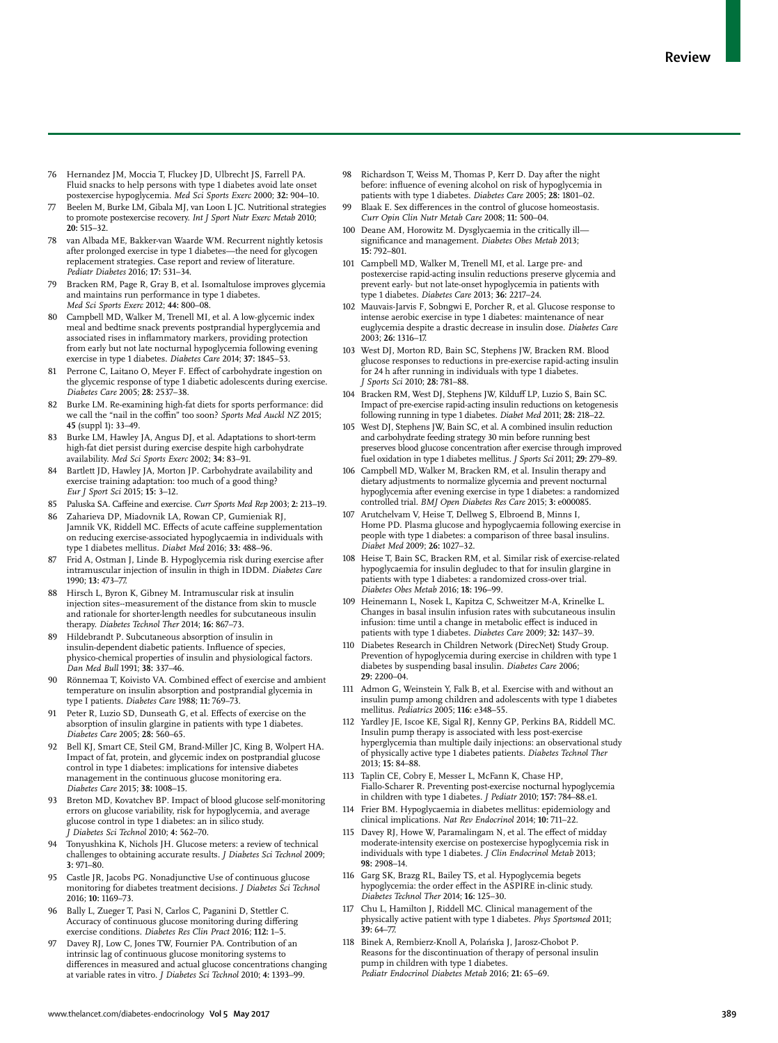76 Hernandez JM, Moccia T, Fluckey JD, Ulbrecht JS, Farrell PA. Fluid snacks to help persons with type 1 diabetes avoid late onset postexercise hypoglycemia. *Med Sci Sports Exerc* 2000; **32:** 904–10.

77 Beelen M, Burke LM, Gibala MJ, van Loon L JC. Nutritional strategies to promote postexercise recovery. *Int J Sport Nutr Exerc Metab* 2010; **20:** 515–32.

78 van Albada ME, Bakker-van Waarde WM. Recurrent nightly ketosis after prolonged exercise in type 1 diabetes—the need for glycogen replacement strategies. Case report and review of literature. *Pediatr Diabetes* 2016; **17:** 531–34.

79 Bracken RM, Page R, Gray B, et al. Isomaltulose improves glycemia and maintains run performance in type 1 diabetes. *Med Sci Sports Exerc* 2012; **44:** 800–08.

80 Campbell MD, Walker M, Trenell MI, et al. A low-glycemic index meal and bedtime snack prevents postprandial hyperglycemia and associated rises in inflammatory markers, providing protection from early but not late nocturnal hypoglycemia following evening exercise in type 1 diabetes. *Diabetes Care* 2014; **37:** 1845–53.

81 Perrone C, Laitano O, Meyer F. Effect of carbohydrate ingestion on the glycemic response of type 1 diabetic adolescents during exercise. *Diabetes Care* 2005; **28:** 2537–38.

82 Burke LM. Re-examining high-fat diets for sports performance: did we call the “nail in the coffin” too soon? *Sports Med Auckl NZ* 2015; **45** (suppl 1)**:** 33–49.

83 Burke LM, Hawley JA, Angus DJ, et al. Adaptations to short-term high-fat diet persist during exercise despite high carbohydrate availability. *Med Sci Sports Exerc* 2002; **34:** 83–91.

84 Bartlett JD, Hawley JA, Morton JP. Carbohydrate availability and exercise training adaptation: too much of a good thing? *Eur J Sport Sci* 2015; **15:** 3–12.

85 Paluska SA. Caffeine and exercise. *Curr Sports Med Rep* 2003; **2:** 213–19.

86 Zaharieva DP, Miadovnik LA, Rowan CP, Gumieniak RJ, Jamnik VK, Riddell MC. Effects of acute caffeine supplementation on reducing exercise-associated hypoglycaemia in individuals with type 1 diabetes mellitus. *Diabet Med* 2016; **33:** 488–96.

87 Frid A, Ostman J, Linde B. Hypoglycemia risk during exercise after intramuscular injection of insulin in thigh in IDDM. *Diabetes Care* 1990; **13:** 473–77.

88 Hirsch L, Byron K, Gibney M. Intramuscular risk at insulin injection sites--measurement of the distance from skin to muscle and rationale for shorter-length needles for subcutaneous insulin therapy. *Diabetes Technol Ther* 2014; **16:** 867–73.

89 Hildebrandt P. Subcutaneous absorption of insulin in insulin-dependent diabetic patients. Influence of species, physico-chemical properties of insulin and physiological factors. *Dan Med Bull* 1991; **38:** 337–46.

90 Rönnemaa T, Koivisto VA. Combined effect of exercise and ambient temperature on insulin absorption and postprandial glycemia in type I patients. *Diabetes Care* 1988; **11:** 769–73.

91 Peter R, Luzio SD, Dunseath G, et al. Effects of exercise on the absorption of insulin glargine in patients with type 1 diabetes. *Diabetes Care* 2005; **28:** 560–65.

92 Bell KJ, Smart CE, Steil GM, Brand-Miller JC, King B, Wolpert HA. Impact of fat, protein, and glycemic index on postprandial glucose control in type 1 diabetes: implications for intensive diabetes management in the continuous glucose monitoring era. *Diabetes Care* 2015; **38:** 1008–15.

93 Breton MD, Kovatchev BP. Impact of blood glucose self-monitoring errors on glucose variability, risk for hypoglycemia, and average glucose control in type 1 diabetes: an in silico study. *J Diabetes Sci Technol* 2010; **4:** 562–70.

94 Tonyushkina K, Nichols JH. Glucose meters: a review of technical challenges to obtaining accurate results. *J Diabetes Sci Technol* 2009; **3:** 971–80.

95 Castle JR, Jacobs PG. Nonadjunctive Use of continuous glucose monitoring for diabetes treatment decisions. *J Diabetes Sci Technol* 2016; **10:** 1169–73.

96 Bally L, Zueger T, Pasi N, Carlos C, Paganini D, Stettler C. Accuracy of continuous glucose monitoring during differing exercise conditions. *Diabetes Res Clin Pract* 2016; **112:** 1–5.

97 Davey RJ, Low C, Jones TW, Fournier PA. Contribution of an intrinsic lag of continuous glucose monitoring systems to differences in measured and actual glucose concentrations changing at variable rates in vitro. *J Diabetes Sci Technol* 2010; **4:** 1393–99.

98 Richardson T, Weiss M, Thomas P, Kerr D. Day after the night before: influence of evening alcohol on risk of hypoglycemia in patients with type 1 diabetes. *Diabetes Care* 2005; **28:** 1801–02.

99 Blaak E. Sex differences in the control of glucose homeostasis. *Curr Opin Clin Nutr Metab Care* 2008; **11:** 500–04.

100 Deane AM, Horowitz M. Dysglycaemia in the critically ill—significance and management. *Diabetes Obes Metab* 2013; **15:** 792–801.

101 Campbell MD, Walker M, Trenell MI, et al. Large pre- and postexercise rapid-acting insulin reductions preserve glycemia and prevent early- but not late-onset hypoglycemia in patients with type 1 diabetes. *Diabetes Care* 2013; **36:** 2217–24.

102 Mauvais-Jarvis F, Sobngwi E, Porcher R, et al. Glucose response to intense aerobic exercise in type 1 diabetes: maintenance of near euglycemia despite a drastic decrease in insulin dose. *Diabetes Care* 2003; **26:** 1316–17.

103 West DJ, Morton RD, Bain SC, Stephens JW, Bracken RM. Blood glucose responses to reductions in pre-exercise rapid-acting insulin for 24 h after running in individuals with type 1 diabetes. *J Sports Sci* 2010; **28:** 781–88.

104 Bracken RM, West DJ, Stephens JW, Kilduff LP, Luzio S, Bain SC. Impact of pre-exercise rapid-acting insulin reductions on ketogenesis following running in type 1 diabetes. *Diabet Med* 2011; **28:** 218–22.

105 West DJ, Stephens JW, Bain SC, et al. A combined insulin reduction and carbohydrate feeding strategy 30 min before running best preserves blood glucose concentration after exercise through improved fuel oxidation in type 1 diabetes mellitus. *J Sports Sci* 2011; **29:** 279–89.

106 Campbell MD, Walker M, Bracken RM, et al. Insulin therapy and dietary adjustments to normalize glycemia and prevent nocturnal hypoglycemia after evening exercise in type 1 diabetes: a randomized controlled trial. *BMJ Open Diabetes Res Care* 2015; **3:** e000085.

107 Arutchelvam V, Heise T, Dellweg S, Elbroend B, Minns I, Home PD. Plasma glucose and hypoglycaemia following exercise in people with type 1 diabetes: a comparison of three basal insulins. *Diabet Med* 2009; **26:** 1027–32.

108 Heise T, Bain SC, Bracken RM, et al. Similar risk of exercise-related hypoglycaemia for insulin degludec to that for insulin glargine in patients with type 1 diabetes: a randomized cross-over trial. *Diabetes Obes Metab* 2016; **18:** 196–99.

109 Heinemann L, Nosek L, Kapitza C, Schweitzer M-A, Krinelke L. Changes in basal insulin infusion rates with subcutaneous insulin infusion: time until a change in metabolic effect is induced in patients with type 1 diabetes. *Diabetes Care* 2009; **32:** 1437–39.

110 Diabetes Research in Children Network (DirecNet) Study Group. Prevention of hypoglycemia during exercise in children with type 1 diabetes by suspending basal insulin. *Diabetes Care* 2006; **29:** 2200–04.

111 Admon G, Weinstein Y, Falk B, et al. Exercise with and without an insulin pump among children and adolescents with type 1 diabetes mellitus. *Pediatrics* 2005; **116:** e348–55.

112 Yardley JE, Iscoe KE, Sigal RJ, Kenny GP, Perkins BA, Riddell MC. Insulin pump therapy is associated with less post-exercise hyperglycemia than multiple daily injections: an observational study of physically active type 1 diabetes patients. *Diabetes Technol Ther* 2013; **15:** 84–88.

113 Taplin CE, Cobry E, Messer L, McFann K, Chase HP, Fiallo-Scharer R. Preventing post-exercise nocturnal hypoglycemia in children with type 1 diabetes. *J Pediatr* 2010; **157:** 784–88.e1.

114 Frier BM. Hypoglycaemia in diabetes mellitus: epidemiology and clinical implications. *Nat Rev Endocrinol* 2014; **10:** 711–22.

115 Davey RJ, Howe W, Paramalingam N, et al. The effect of midday moderate-intensity exercise on postexercise hypoglycemia risk in individuals with type 1 diabetes. *J Clin Endocrinol Metab* 2013; **98:** 2908–14.

116 Garg SK, Brazg RL, Bailey TS, et al. Hypoglycemia begets hypoglycemia: the order effect in the ASPIRE in-clinic study. *Diabetes Technol Ther* 2014; **16:** 125–30.

117 Chu L, Hamilton J, Riddell MC. Clinical management of the physically active patient with type 1 diabetes. *Phys Sportsmed* 2011; **39:** 64–77.

118 Binek A, Rembierz-Knoll A, Polańska J, Jarosz-Chobot P. Reasons for the discontinuation of therapy of personal insulin pump in children with type 1 diabetes. *Pediatr Endocrinol Diabetes Metab* 2016; **21:** 65–69.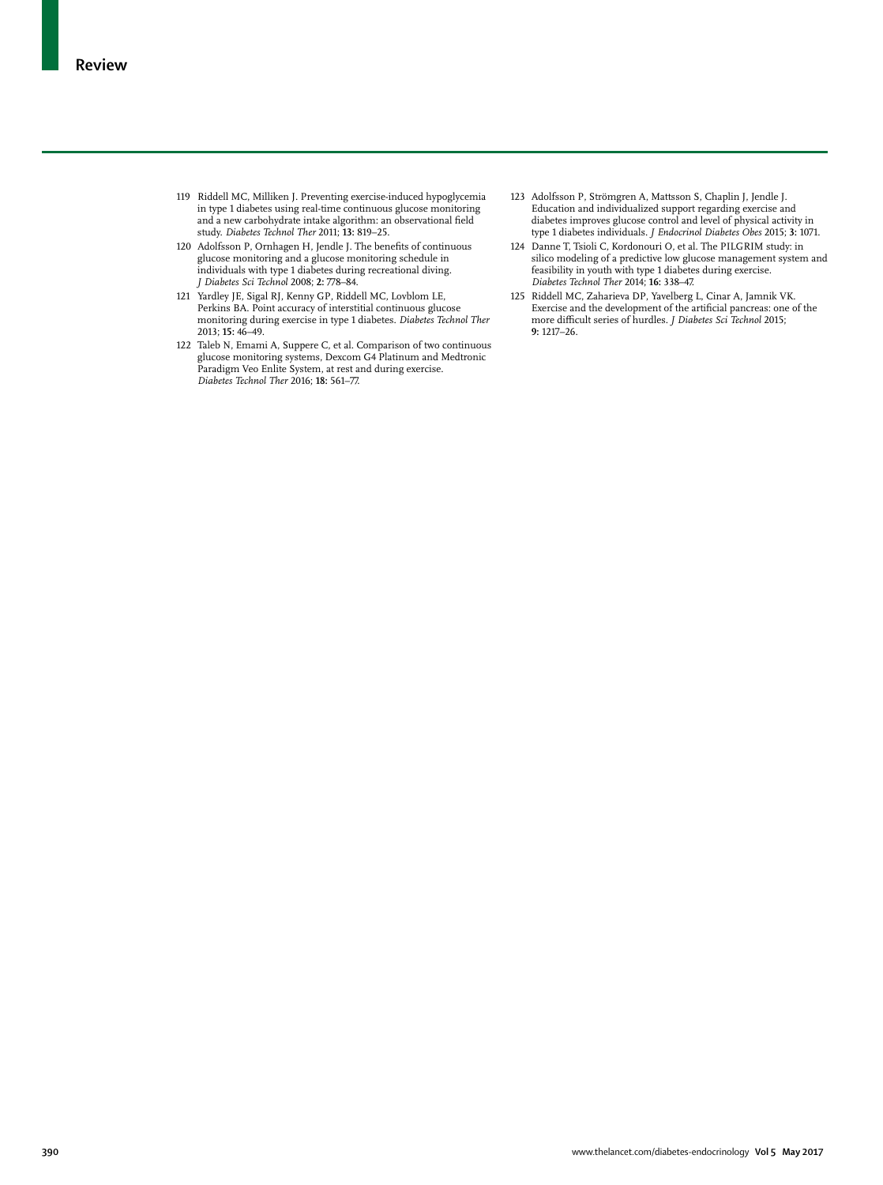119 Riddell MC, Milliken J. Preventing exercise-induced hypoglycemia in type 1 diabetes using real-time continuous glucose monitoring and a new carbohydrate intake algorithm: an observational field study. *Diabetes Technol Ther* 2011; **13:** 819–25.

120 Adolfsson P, Ornhagen H, Jendle J. The benefits of continuous glucose monitoring and a glucose monitoring schedule in individuals with type 1 diabetes during recreational diving. *J Diabetes Sci Technol* 2008; **2:** 778–84.

121 Yardley JE, Sigal RJ, Kenny GP, Riddell MC, Lovblom LE, Perkins BA. Point accuracy of interstitial continuous glucose monitoring during exercise in type 1 diabetes. *Diabetes Technol Ther* 2013; **15:** 46–49.

122 Taleb N, Emami A, Suppere C, et al. Comparison of two continuous glucose monitoring systems, Dexcom G4 Platinum and Medtronic Paradigm Veo Enlite System, at rest and during exercise. *Diabetes Technol Ther* 2016; **18:** 561–77.

123 Adolfsson P, Strömgren A, Mattsson S, Chaplin J, Jendle J. Education and individualized support regarding exercise and diabetes improves glucose control and level of physical activity in type 1 diabetes individuals. *J Endocrinol Diabetes Obes* 2015; **3:** 1071.

124 Danne T, Tsioli C, Kordonouri O, et al. The PILGRIM study: in silico modeling of a predictive low glucose management system and feasibility in youth with type 1 diabetes during exercise. *Diabetes Technol Ther* 2014; **16:** 338–47.

125 Riddell MC, Zaharieva DP, Yavelberg L, Cinar A, Jamnik VK. Exercise and the development of the artificial pancreas: one of the more difficult series of hurdles. *J Diabetes Sci Technol* 2015; **9:** 1217–26.